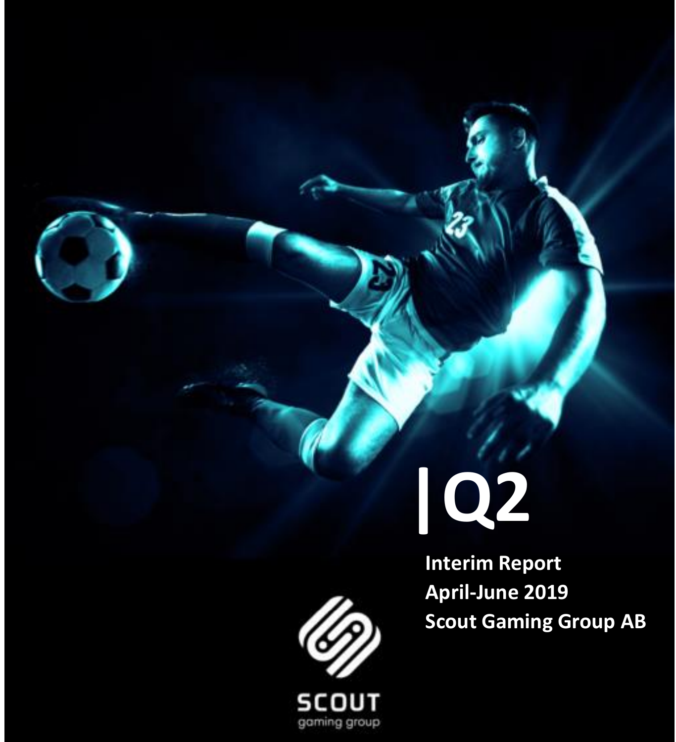# |Q2

**Interim Report**
**April-June 2019**
**Scout Gaming Group AB**

SCOUT
gaming group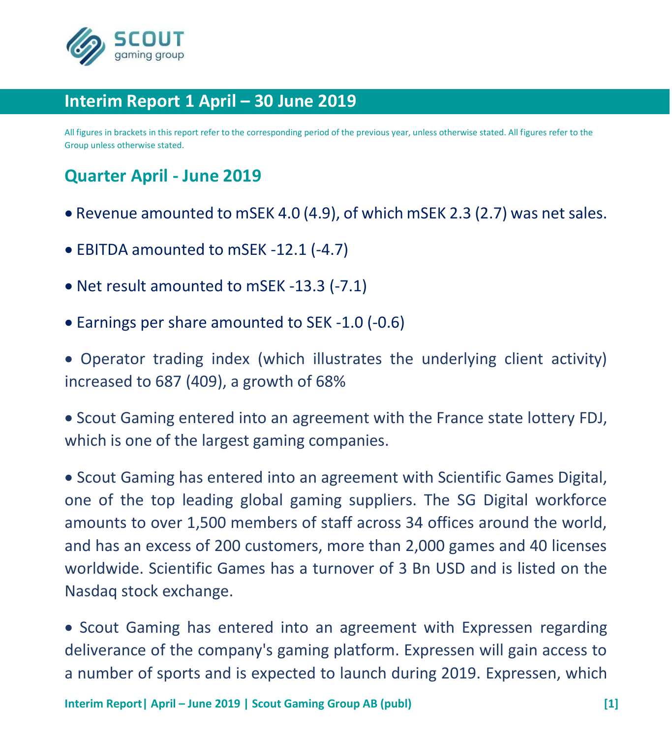# Interim Report 1 April – 30 June 2019

All figures in brackets in this report refer to the corresponding period of the previous year, unless otherwise stated. All figures refer to the Group unless otherwise stated.

## Quarter April - June 2019

- Revenue amounted to mSEK 4.0 (4.9), of which mSEK 2.3 (2.7) was net sales.
- EBITDA amounted to mSEK -12.1 (-4.7)
- Net result amounted to mSEK -13.3 (-7.1)
- Earnings per share amounted to SEK -1.0 (-0.6)
- Operator trading index (which illustrates the underlying client activity) increased to 687 (409), a growth of 68%
- Scout Gaming entered into an agreement with the France state lottery FDJ, which is one of the largest gaming companies.
- Scout Gaming has entered into an agreement with Scientific Games Digital, one of the top leading global gaming suppliers. The SG Digital workforce amounts to over 1,500 members of staff across 34 offices around the world, and has an excess of 200 customers, more than 2,000 games and 40 licenses worldwide. Scientific Games has a turnover of 3 Bn USD and is listed on the Nasdaq stock exchange.
- Scout Gaming has entered into an agreement with Expressen regarding deliverance of the company's gaming platform. Expressen will gain access to a number of sports and is expected to launch during 2019. Expressen, which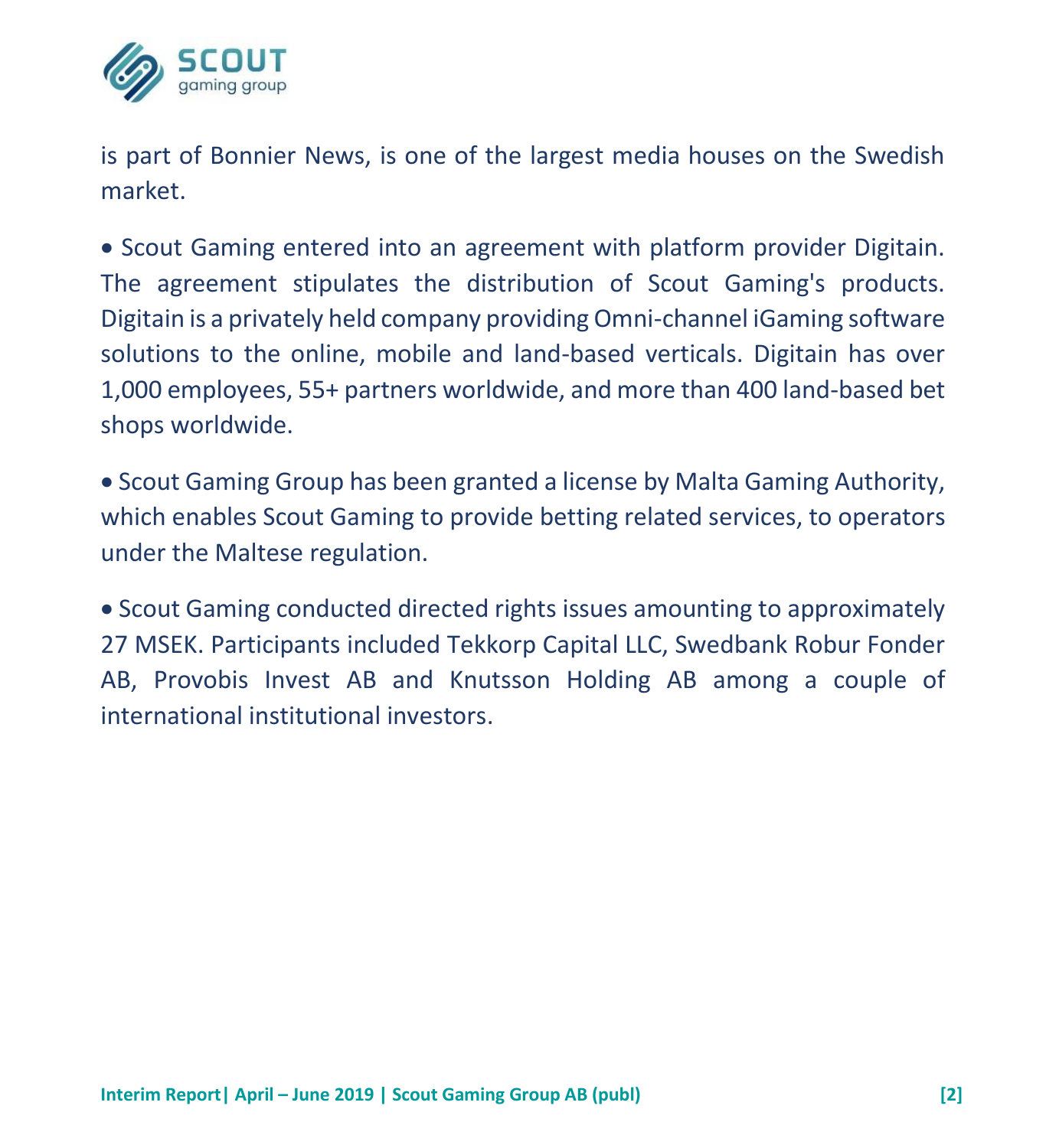is part of Bonnier News, is one of the largest media houses on the Swedish market.

- Scout Gaming entered into an agreement with platform provider Digitain. The agreement stipulates the distribution of Scout Gaming's products. Digitain is a privately held company providing Omni-channel iGaming software solutions to the online, mobile and land-based verticals. Digitain has over 1,000 employees, 55+ partners worldwide, and more than 400 land-based bet shops worldwide.

- Scout Gaming Group has been granted a license by Malta Gaming Authority, which enables Scout Gaming to provide betting related services, to operators under the Maltese regulation.

- Scout Gaming conducted directed rights issues amounting to approximately 27 MSEK. Participants included Tekkorp Capital LLC, Swedbank Robur Fonder AB, Provobis Invest AB and Knutsson Holding AB among a couple of international institutional investors.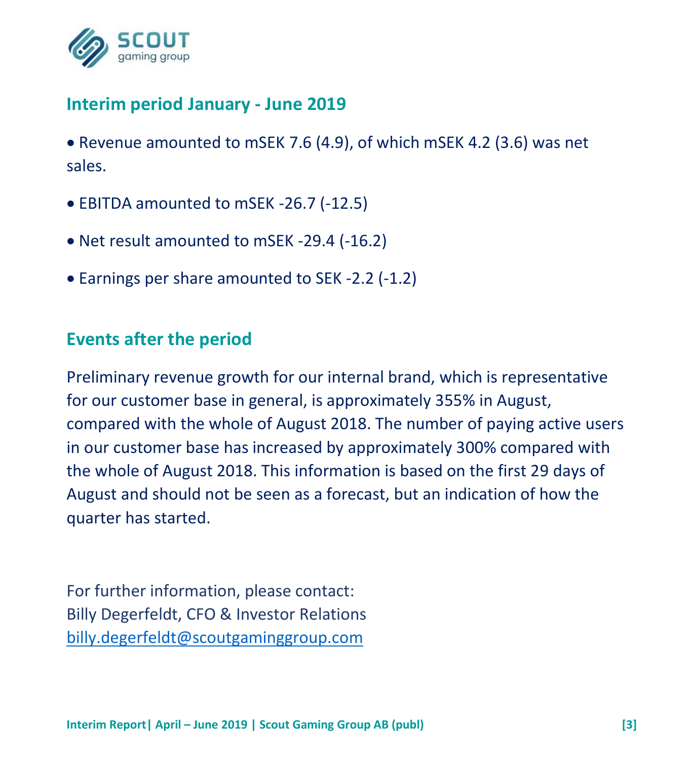## Interim period January - June 2019

- Revenue amounted to mSEK 7.6 (4.9), of which mSEK 4.2 (3.6) was net sales.
- EBITDA amounted to mSEK -26.7 (-12.5)
- Net result amounted to mSEK -29.4 (-16.2)
- Earnings per share amounted to SEK -2.2 (-1.2)

## Events after the period

Preliminary revenue growth for our internal brand, which is representative for our customer base in general, is approximately 355% in August, compared with the whole of August 2018. The number of paying active users in our customer base has increased by approximately 300% compared with the whole of August 2018. This information is based on the first 29 days of August and should not be seen as a forecast, but an indication of how the quarter has started.

For further information, please contact:
Billy Degerfeldt, CFO & Investor Relations
billy.degerfeldt@scoutgaminggroup.com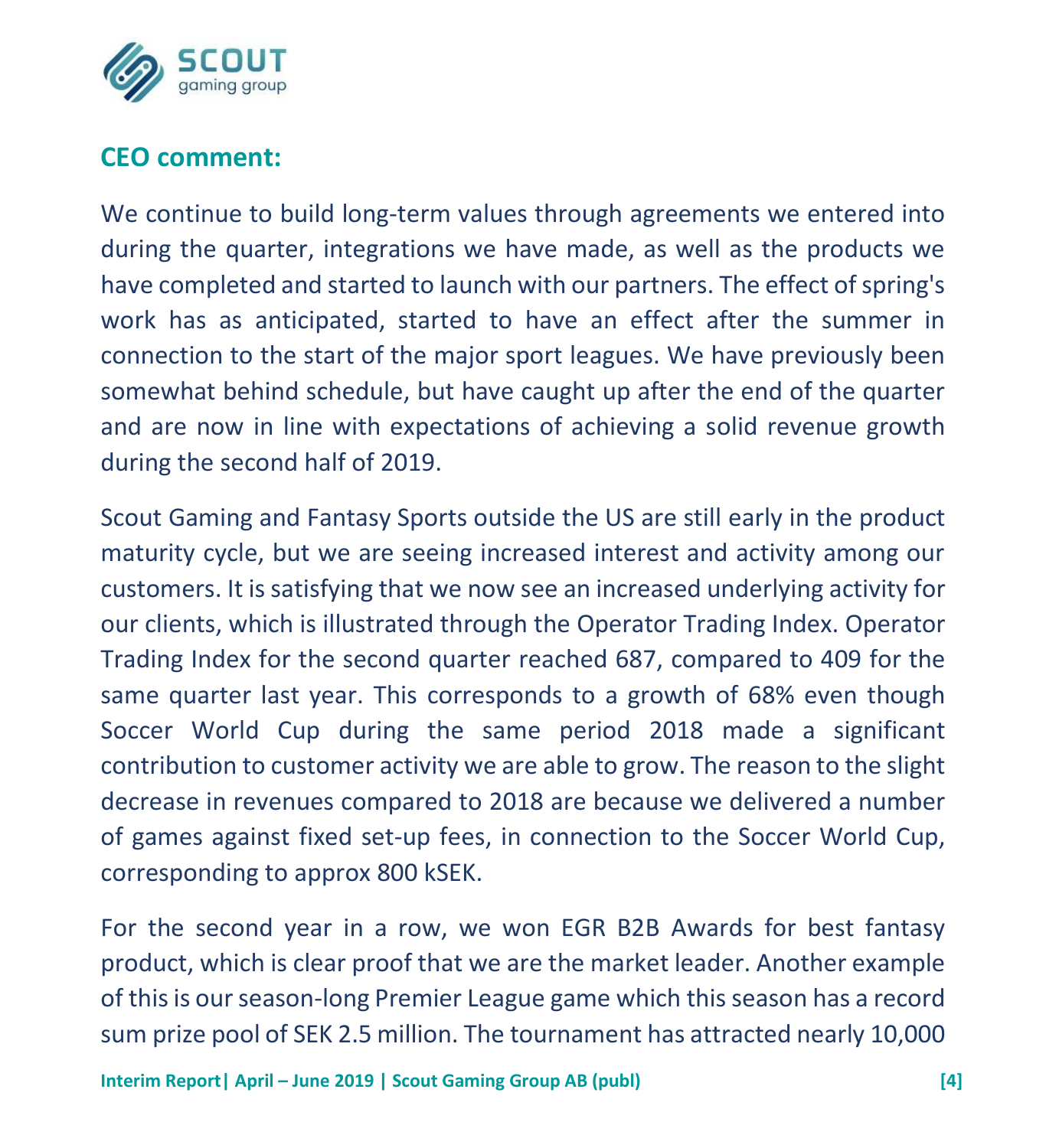## CEO comment:

We continue to build long-term values through agreements we entered into during the quarter, integrations we have made, as well as the products we have completed and started to launch with our partners. The effect of spring's work has as anticipated, started to have an effect after the summer in connection to the start of the major sport leagues. We have previously been somewhat behind schedule, but have caught up after the end of the quarter and are now in line with expectations of achieving a solid revenue growth during the second half of 2019.

Scout Gaming and Fantasy Sports outside the US are still early in the product maturity cycle, but we are seeing increased interest and activity among our customers. It is satisfying that we now see an increased underlying activity for our clients, which is illustrated through the Operator Trading Index. Operator Trading Index for the second quarter reached 687, compared to 409 for the same quarter last year. This corresponds to a growth of 68% even though Soccer World Cup during the same period 2018 made a significant contribution to customer activity we are able to grow. The reason to the slight decrease in revenues compared to 2018 are because we delivered a number of games against fixed set-up fees, in connection to the Soccer World Cup, corresponding to approx 800 kSEK.

For the second year in a row, we won EGR B2B Awards for best fantasy product, which is clear proof that we are the market leader. Another example of this is our season-long Premier League game which this season has a record sum prize pool of SEK 2.5 million. The tournament has attracted nearly 10,000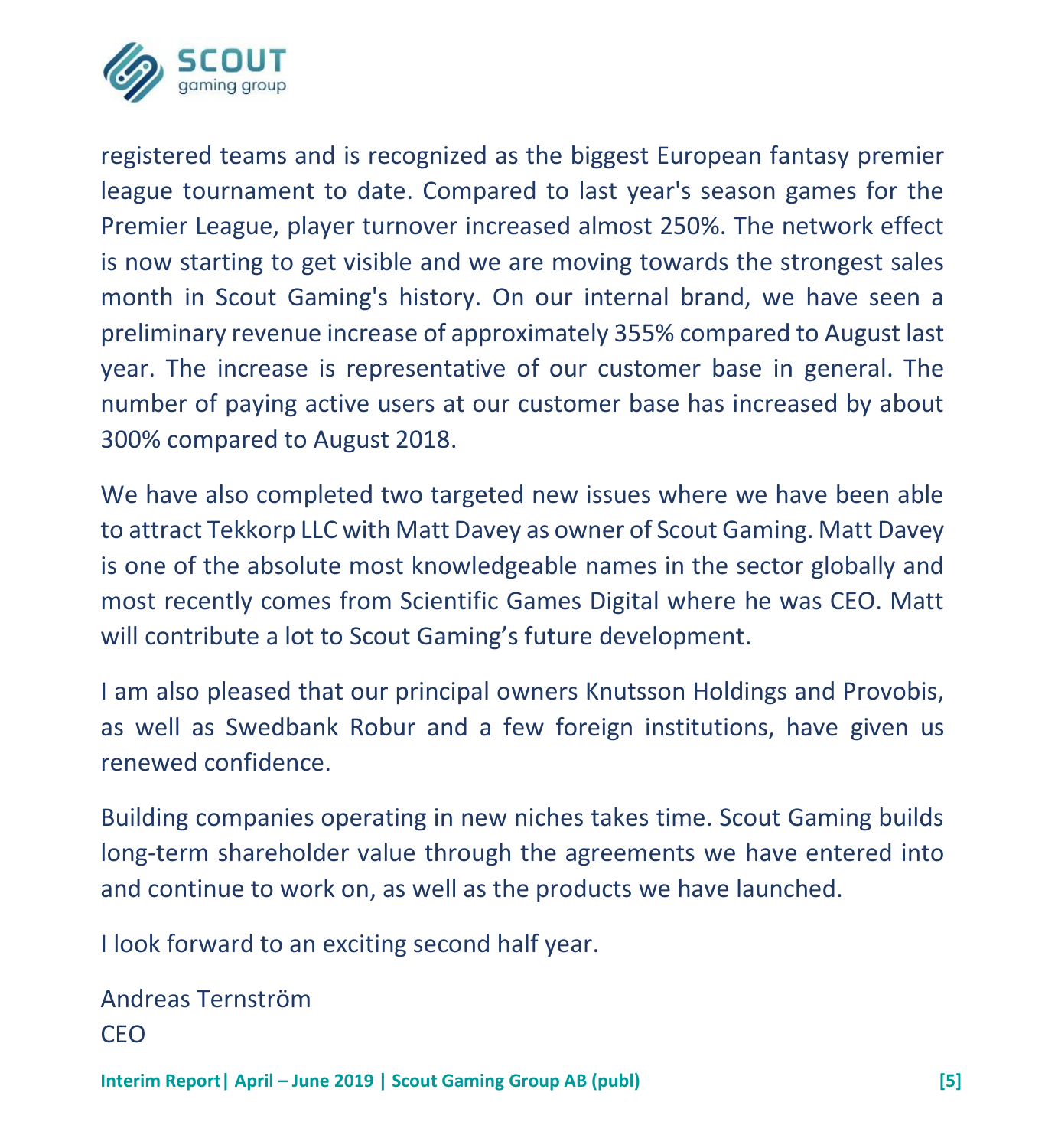registered teams and is recognized as the biggest European fantasy premier league tournament to date. Compared to last year's season games for the Premier League, player turnover increased almost 250%. The network effect is now starting to get visible and we are moving towards the strongest sales month in Scout Gaming's history. On our internal brand, we have seen a preliminary revenue increase of approximately 355% compared to August last year. The increase is representative of our customer base in general. The number of paying active users at our customer base has increased by about 300% compared to August 2018.

We have also completed two targeted new issues where we have been able to attract Tekkorp LLC with Matt Davey as owner of Scout Gaming. Matt Davey is one of the absolute most knowledgeable names in the sector globally and most recently comes from Scientific Games Digital where he was CEO. Matt will contribute a lot to Scout Gaming's future development.

I am also pleased that our principal owners Knutsson Holdings and Provobis, as well as Swedbank Robur and a few foreign institutions, have given us renewed confidence.

Building companies operating in new niches takes time. Scout Gaming builds long-term shareholder value through the agreements we have entered into and continue to work on, as well as the products we have launched.

I look forward to an exciting second half year.

Andreas Ternström
CEO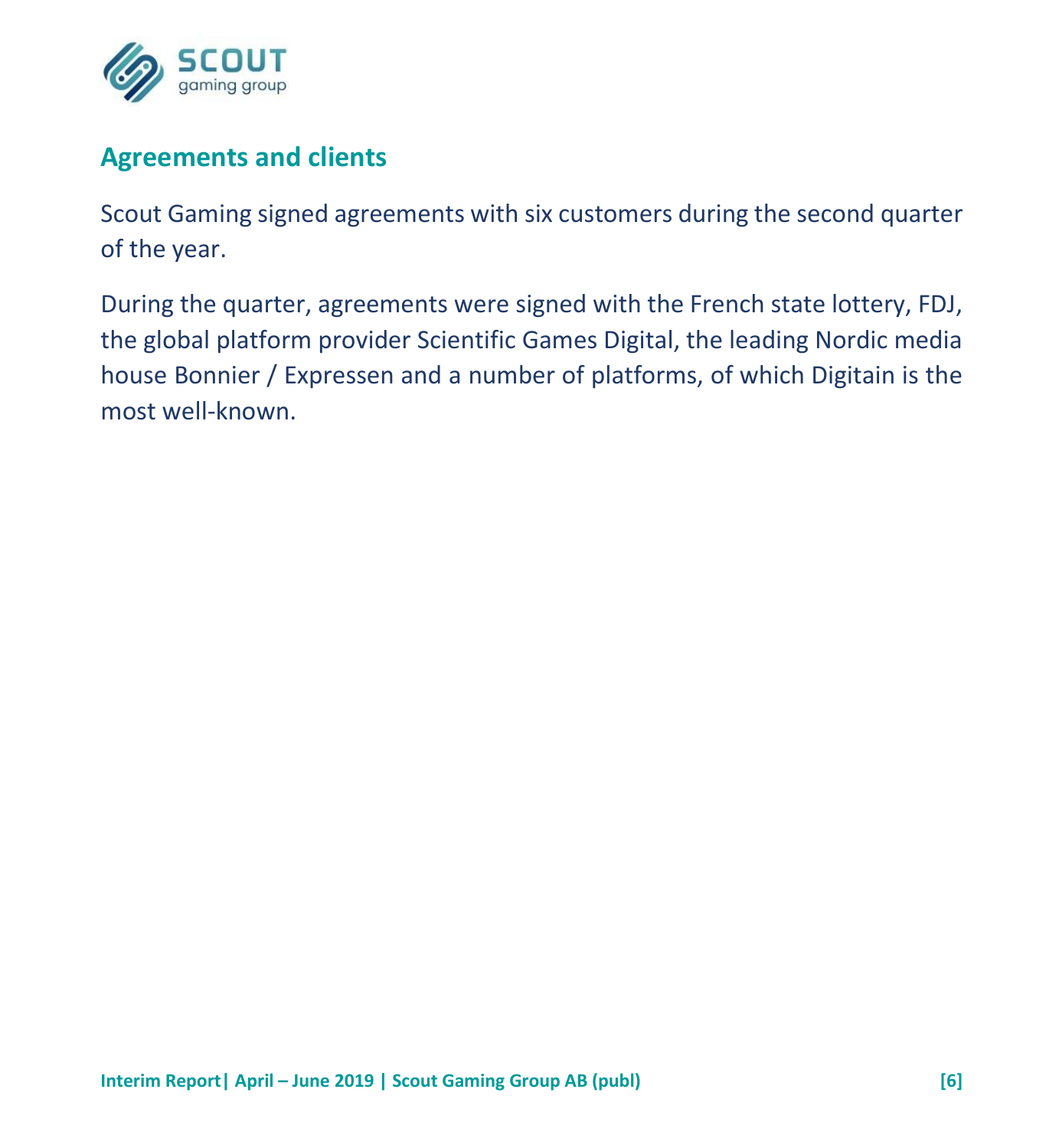## Agreements and clients

Scout Gaming signed agreements with six customers during the second quarter of the year.

During the quarter, agreements were signed with the French state lottery, FDJ, the global platform provider Scientific Games Digital, the leading Nordic media house Bonnier / Expressen and a number of platforms, of which Digitain is the most well-known.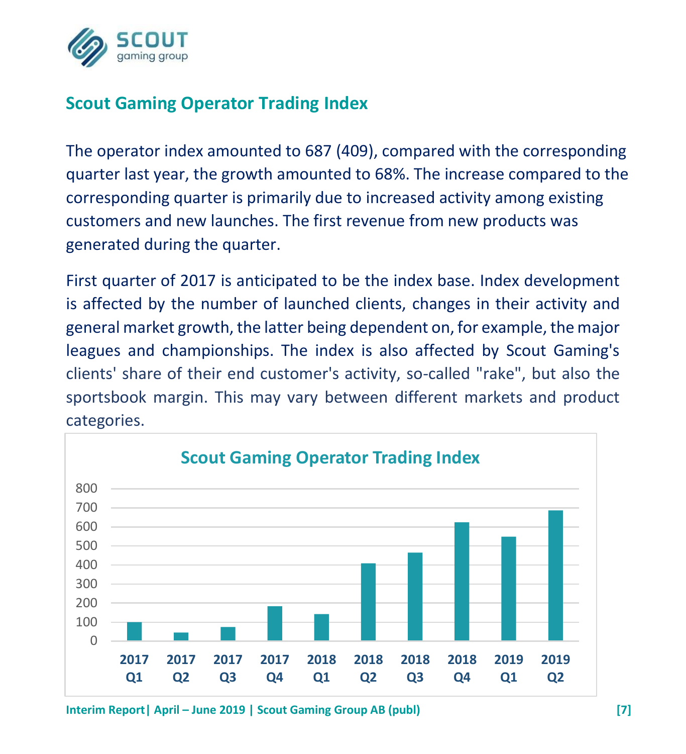## Scout Gaming Operator Trading Index

The operator index amounted to 687 (409), compared with the corresponding quarter last year, the growth amounted to 68%. The increase compared to the corresponding quarter is primarily due to increased activity among existing customers and new launches. The first revenue from new products was generated during the quarter.

First quarter of 2017 is anticipated to be the index base. Index development is affected by the number of launched clients, changes in their activity and general market growth, the latter being dependent on, for example, the major leagues and championships. The index is also affected by Scout Gaming's clients' share of their end customer's activity, so-called "rake", but also the sportsbook margin. This may vary between different markets and product categories.

**Scout Gaming Operator Trading Index**

| Quarter | Index (approx.) |
|---|---|
| 2017 Q1 | 100 |
| 2017 Q2 | 45 |
| 2017 Q3 | 73 |
| 2017 Q4 | 182 |
| 2018 Q1 | 141 |
| 2018 Q2 | 409 |
| 2018 Q3 | 465 |
| 2018 Q4 | 624 |
| 2019 Q1 | 548 |
| 2019 Q2 | 687 |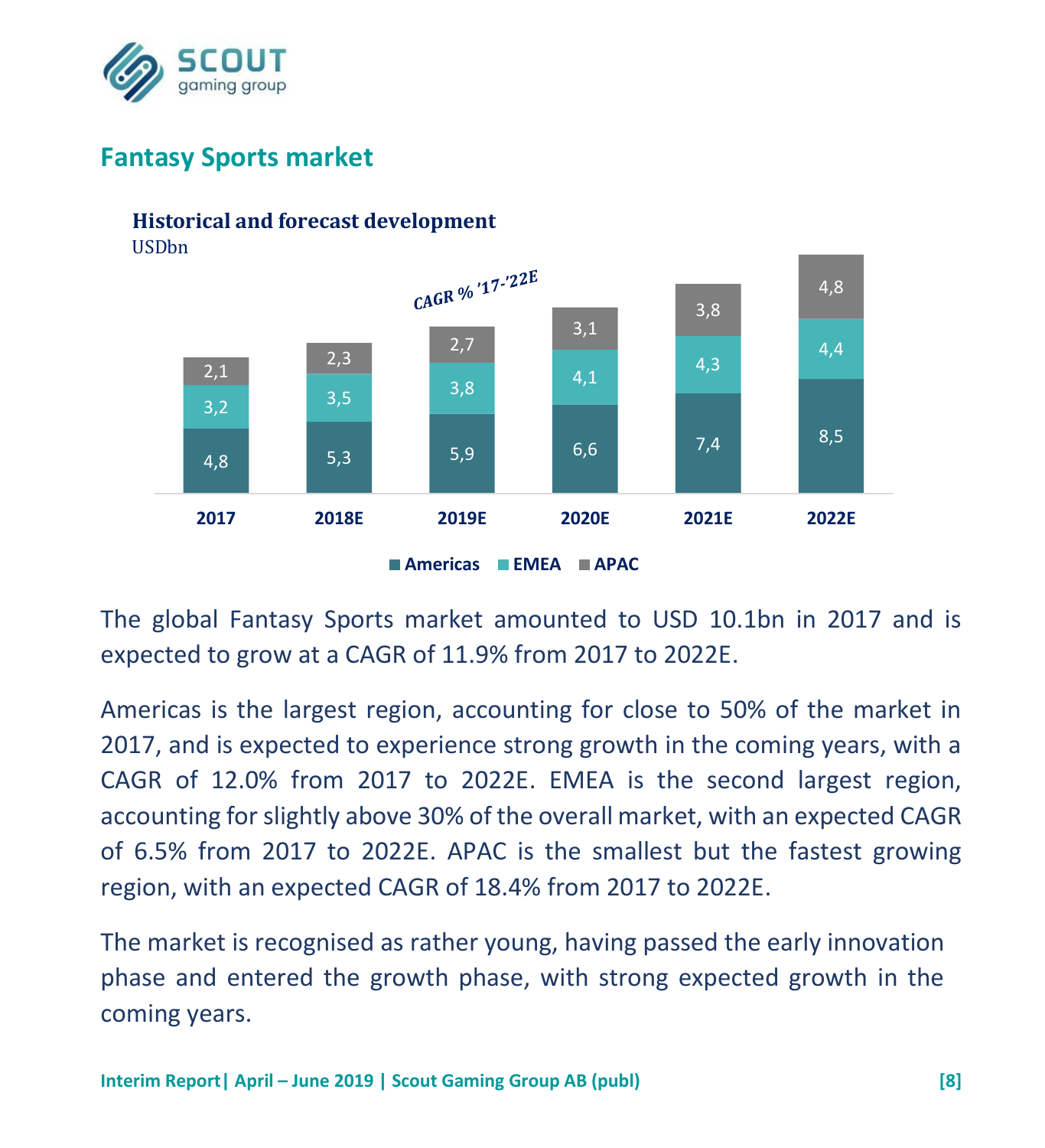## Fantasy Sports market

**Historical and forecast development**

USDbn

*CAGR % '17-'22E*

| | 2017 | 2018E | 2019E | 2020E | 2021E | 2022E |
|---|---|---|---|---|---|---|
| Americas | 4,8 | 5,3 | 5,9 | 6,6 | 7,4 | 8,5 |
| EMEA | 3,2 | 3,5 | 3,8 | 4,1 | 4,3 | 4,4 |
| APAC | 2,1 | 2,3 | 2,7 | 3,1 | 3,8 | 4,8 |

The global Fantasy Sports market amounted to USD 10.1bn in 2017 and is expected to grow at a CAGR of 11.9% from 2017 to 2022E.

Americas is the largest region, accounting for close to 50% of the market in 2017, and is expected to experience strong growth in the coming years, with a CAGR of 12.0% from 2017 to 2022E. EMEA is the second largest region, accounting for slightly above 30% of the overall market, with an expected CAGR of 6.5% from 2017 to 2022E. APAC is the smallest but the fastest growing region, with an expected CAGR of 18.4% from 2017 to 2022E.

The market is recognised as rather young, having passed the early innovation phase and entered the growth phase, with strong expected growth in the coming years.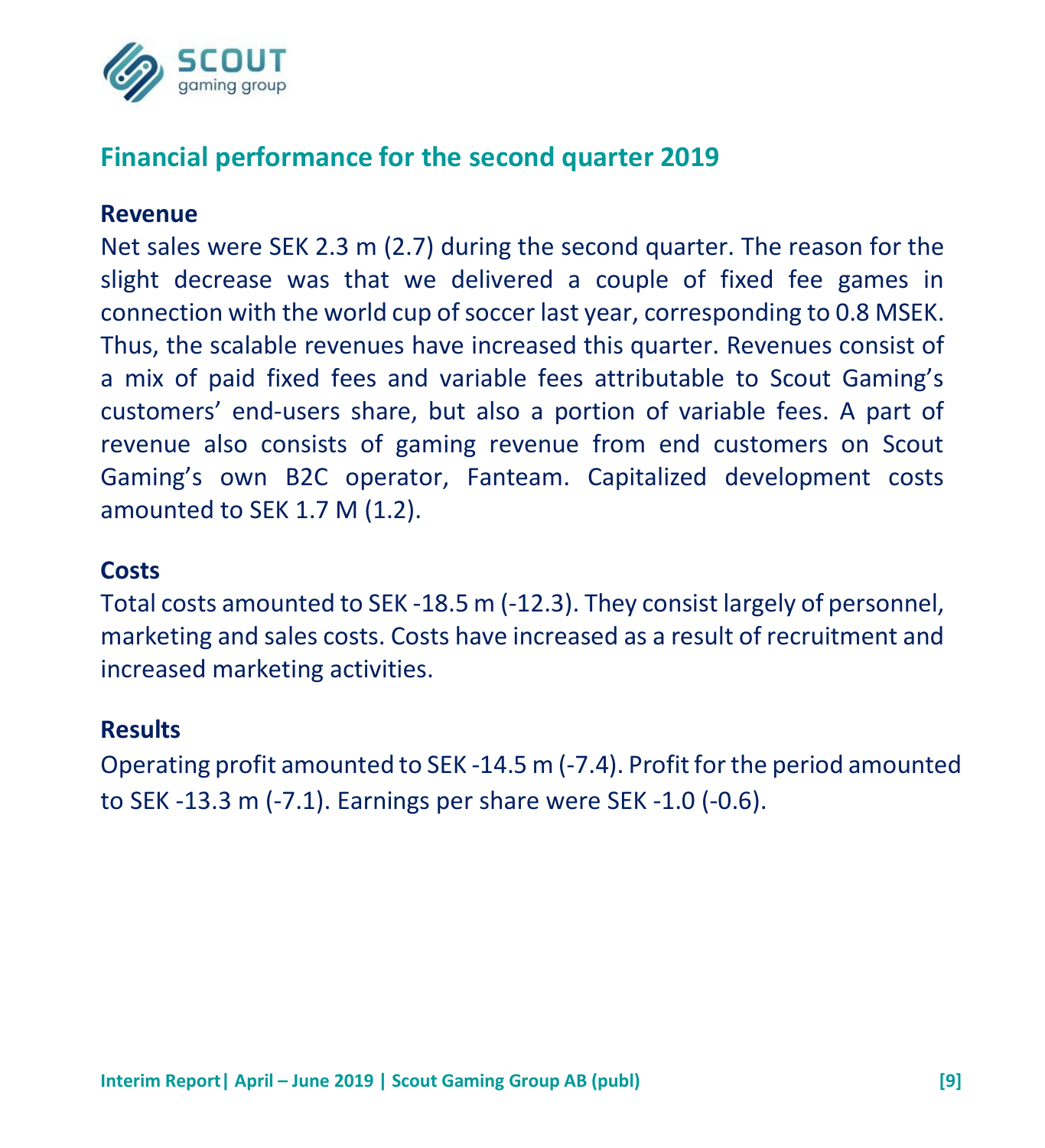## Financial performance for the second quarter 2019

### Revenue

Net sales were SEK 2.3 m (2.7) during the second quarter. The reason for the slight decrease was that we delivered a couple of fixed fee games in connection with the world cup of soccer last year, corresponding to 0.8 MSEK. Thus, the scalable revenues have increased this quarter. Revenues consist of a mix of paid fixed fees and variable fees attributable to Scout Gaming's customers' end-users share, but also a portion of variable fees. A part of revenue also consists of gaming revenue from end customers on Scout Gaming's own B2C operator, Fanteam. Capitalized development costs amounted to SEK 1.7 M (1.2).

### Costs

Total costs amounted to SEK -18.5 m (-12.3). They consist largely of personnel, marketing and sales costs. Costs have increased as a result of recruitment and increased marketing activities.

### Results

Operating profit amounted to SEK -14.5 m (-7.4). Profit for the period amounted to SEK -13.3 m (-7.1). Earnings per share were SEK -1.0 (-0.6).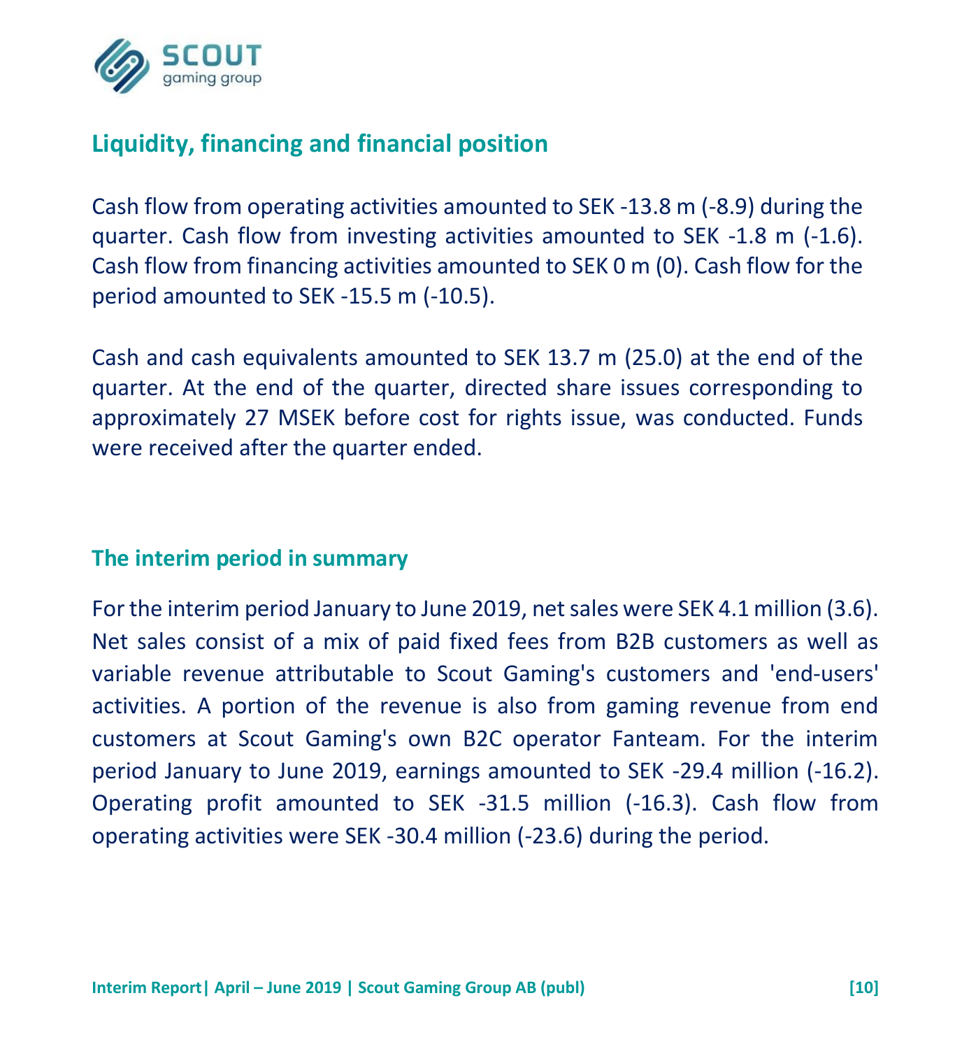## Liquidity, financing and financial position

Cash flow from operating activities amounted to SEK -13.8 m (-8.9) during the quarter. Cash flow from investing activities amounted to SEK -1.8 m (-1.6). Cash flow from financing activities amounted to SEK 0 m (0). Cash flow for the period amounted to SEK -15.5 m (-10.5).

Cash and cash equivalents amounted to SEK 13.7 m (25.0) at the end of the quarter. At the end of the quarter, directed share issues corresponding to approximately 27 MSEK before cost for rights issue, was conducted. Funds were received after the quarter ended.

## The interim period in summary

For the interim period January to June 2019, net sales were SEK 4.1 million (3.6). Net sales consist of a mix of paid fixed fees from B2B customers as well as variable revenue attributable to Scout Gaming's customers and 'end-users' activities. A portion of the revenue is also from gaming revenue from end customers at Scout Gaming's own B2C operator Fanteam. For the interim period January to June 2019, earnings amounted to SEK -29.4 million (-16.2). Operating profit amounted to SEK -31.5 million (-16.3). Cash flow from operating activities were SEK -30.4 million (-23.6) during the period.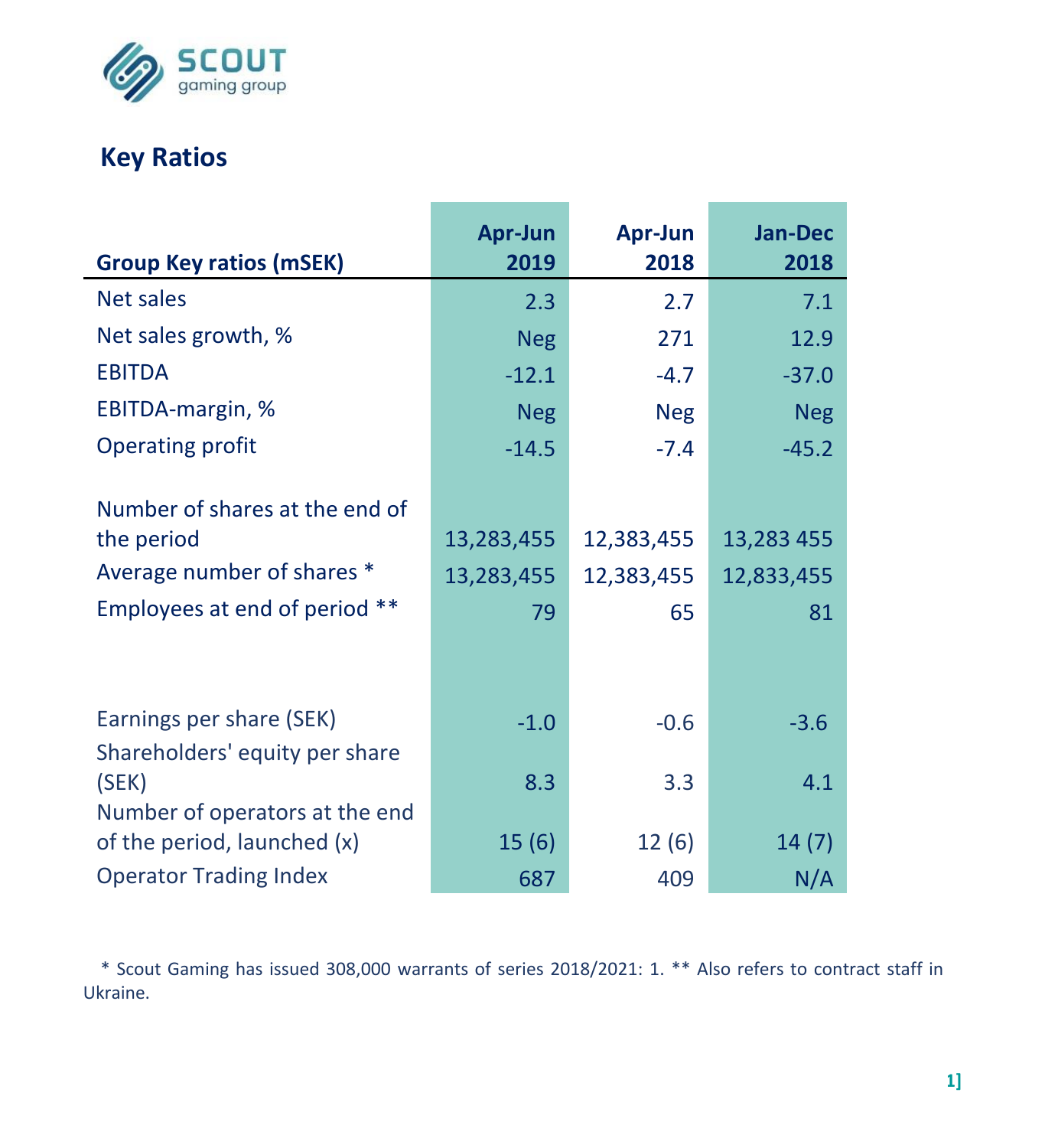## Key Ratios

| Group Key ratios (mSEK) | Apr-Jun 2019 | Apr-Jun 2018 | Jan-Dec 2018 |
|---|---|---|---|
| Net sales | 2.3 | 2.7 | 7.1 |
| Net sales growth, % | Neg | 271 | 12.9 |
| EBITDA | -12.1 | -4.7 | -37.0 |
| EBITDA-margin, % | Neg | Neg | Neg |
| Operating profit | -14.5 | -7.4 | -45.2 |
| | | | |
| Number of shares at the end of the period | 13,283,455 | 12,383,455 | 13,283 455 |
| Average number of shares * | 13,283,455 | 12,383,455 | 12,833,455 |
| Employees at end of period ** | 79 | 65 | 81 |
| | | | |
| Earnings per share (SEK) | -1.0 | -0.6 | -3.6 |
| Shareholders' equity per share (SEK) | 8.3 | 3.3 | 4.1 |
| Number of operators at the end of the period, launched (x) | 15 (6) | 12 (6) | 14 (7) |
| Operator Trading Index | 687 | 409 | N/A |

* Scout Gaming has issued 308,000 warrants of series 2018/2021: 1. ** Also refers to contract staff in Ukraine.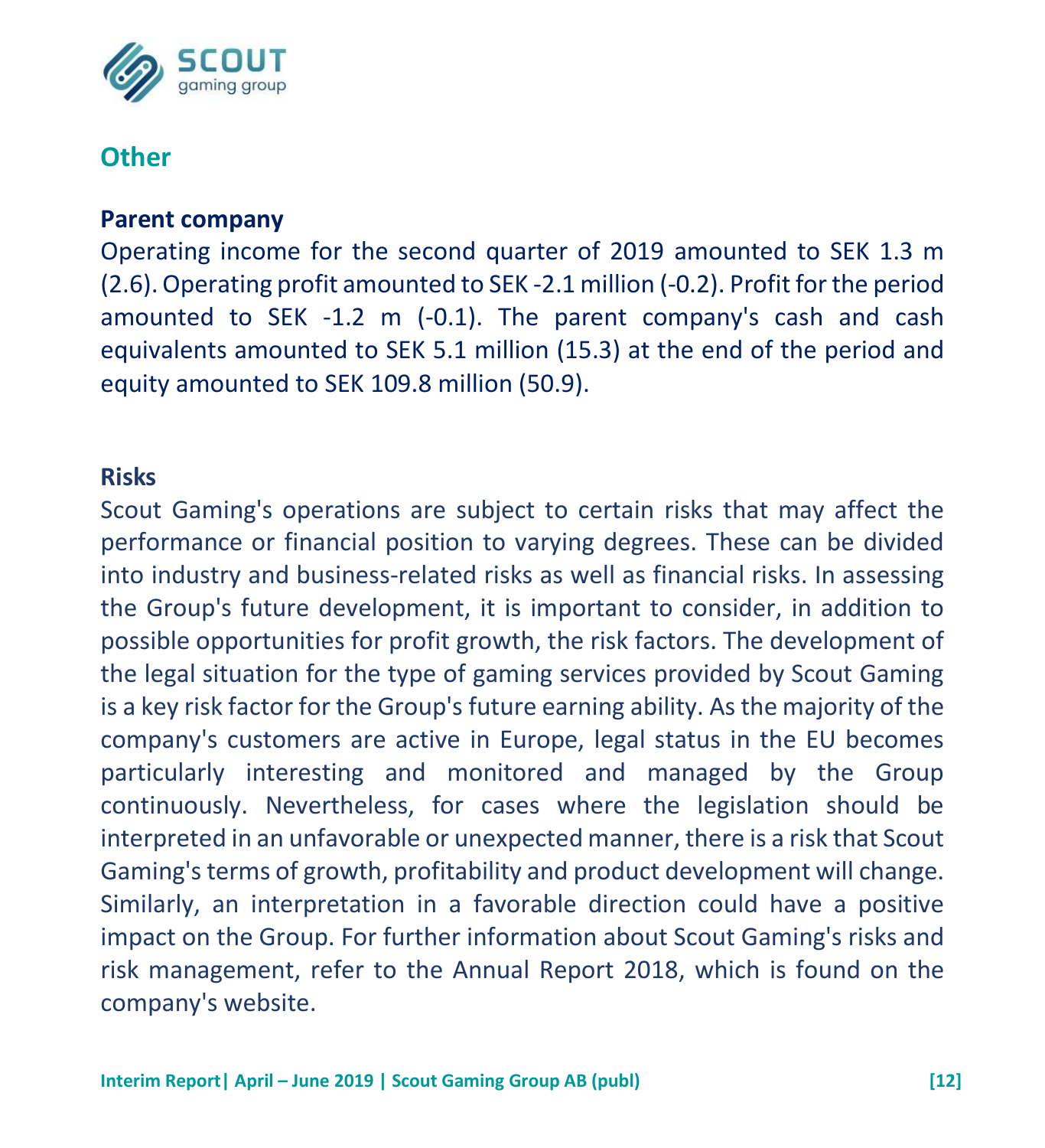## Other

### Parent company

Operating income for the second quarter of 2019 amounted to SEK 1.3 m (2.6). Operating profit amounted to SEK -2.1 million (-0.2). Profit for the period amounted to SEK -1.2 m (-0.1). The parent company's cash and cash equivalents amounted to SEK 5.1 million (15.3) at the end of the period and equity amounted to SEK 109.8 million (50.9).

### Risks

Scout Gaming's operations are subject to certain risks that may affect the performance or financial position to varying degrees. These can be divided into industry and business-related risks as well as financial risks. In assessing the Group's future development, it is important to consider, in addition to possible opportunities for profit growth, the risk factors. The development of the legal situation for the type of gaming services provided by Scout Gaming is a key risk factor for the Group's future earning ability. As the majority of the company's customers are active in Europe, legal status in the EU becomes particularly interesting and monitored and managed by the Group continuously. Nevertheless, for cases where the legislation should be interpreted in an unfavorable or unexpected manner, there is a risk that Scout Gaming's terms of growth, profitability and product development will change. Similarly, an interpretation in a favorable direction could have a positive impact on the Group. For further information about Scout Gaming's risks and risk management, refer to the Annual Report 2018, which is found on the company's website.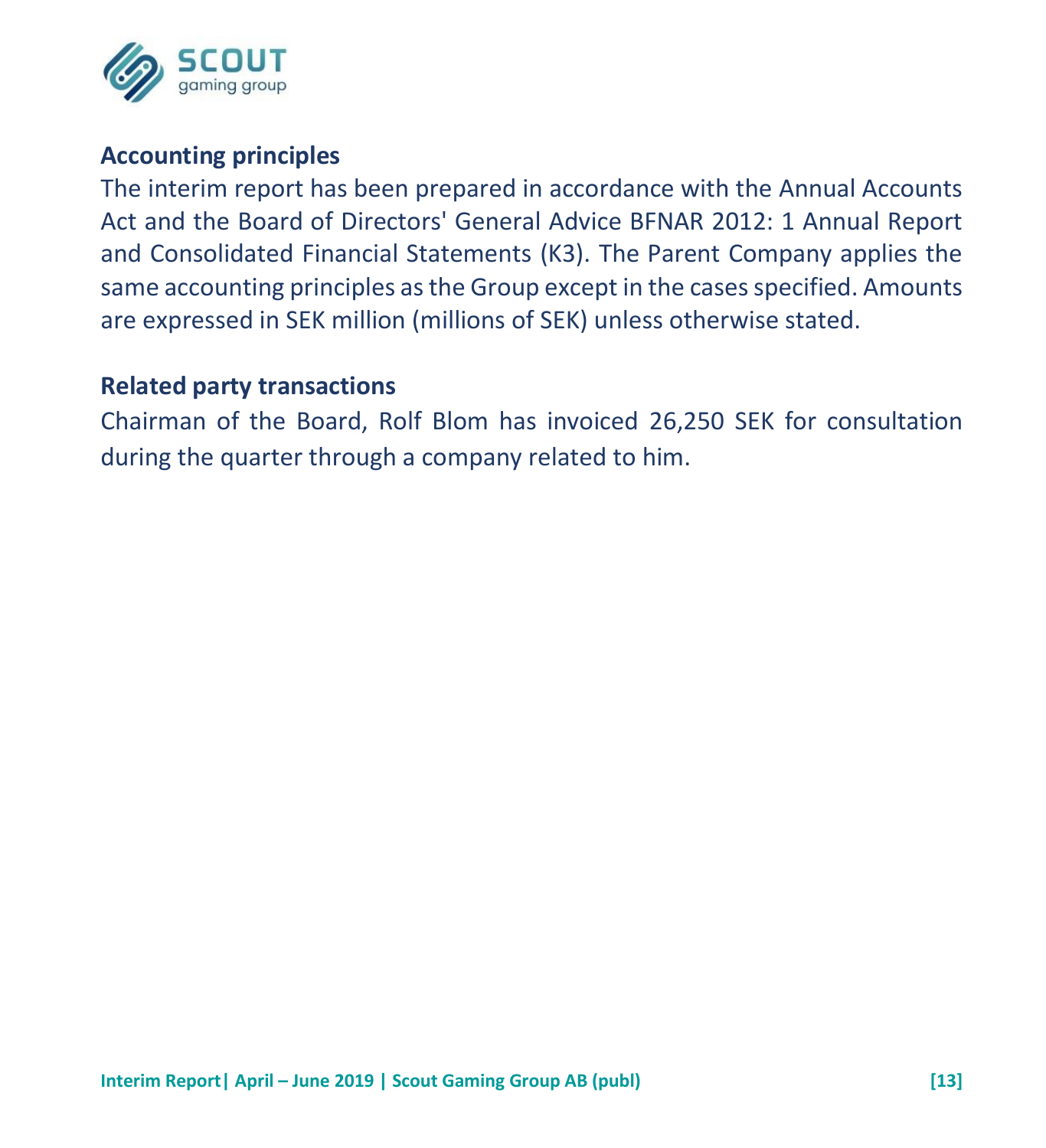## Accounting principles

The interim report has been prepared in accordance with the Annual Accounts Act and the Board of Directors' General Advice BFNAR 2012: 1 Annual Report and Consolidated Financial Statements (K3). The Parent Company applies the same accounting principles as the Group except in the cases specified. Amounts are expressed in SEK million (millions of SEK) unless otherwise stated.

## Related party transactions

Chairman of the Board, Rolf Blom has invoiced 26,250 SEK for consultation during the quarter through a company related to him.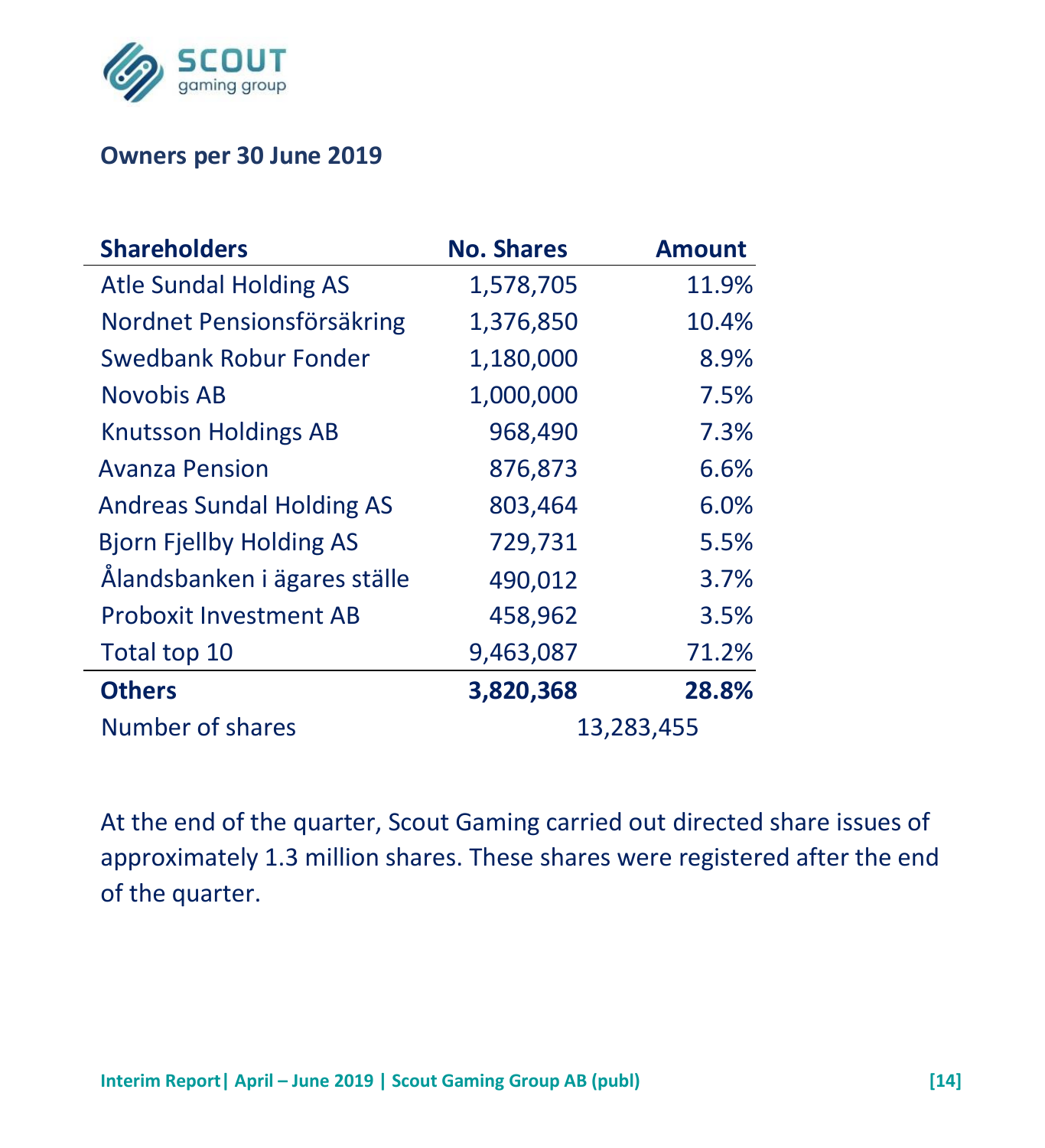## Owners per 30 June 2019

| Shareholders | No. Shares | Amount |
|---|---|---|
| Atle Sundal Holding AS | 1,578,705 | 11.9% |
| Nordnet Pensionsförsäkring | 1,376,850 | 10.4% |
| Swedbank Robur Fonder | 1,180,000 | 8.9% |
| Novobis AB | 1,000,000 | 7.5% |
| Knutsson Holdings AB | 968,490 | 7.3% |
| Avanza Pension | 876,873 | 6.6% |
| Andreas Sundal Holding AS | 803,464 | 6.0% |
| Bjorn Fjellby Holding AS | 729,731 | 5.5% |
| Ålandsbanken i ägares ställe | 490,012 | 3.7% |
| Proboxit Investment AB | 458,962 | 3.5% |
| Total top 10 | 9,463,087 | 71.2% |
| **Others** | **3,820,368** | **28.8%** |
| Number of shares | 13,283,455 | |

At the end of the quarter, Scout Gaming carried out directed share issues of approximately 1.3 million shares. These shares were registered after the end of the quarter.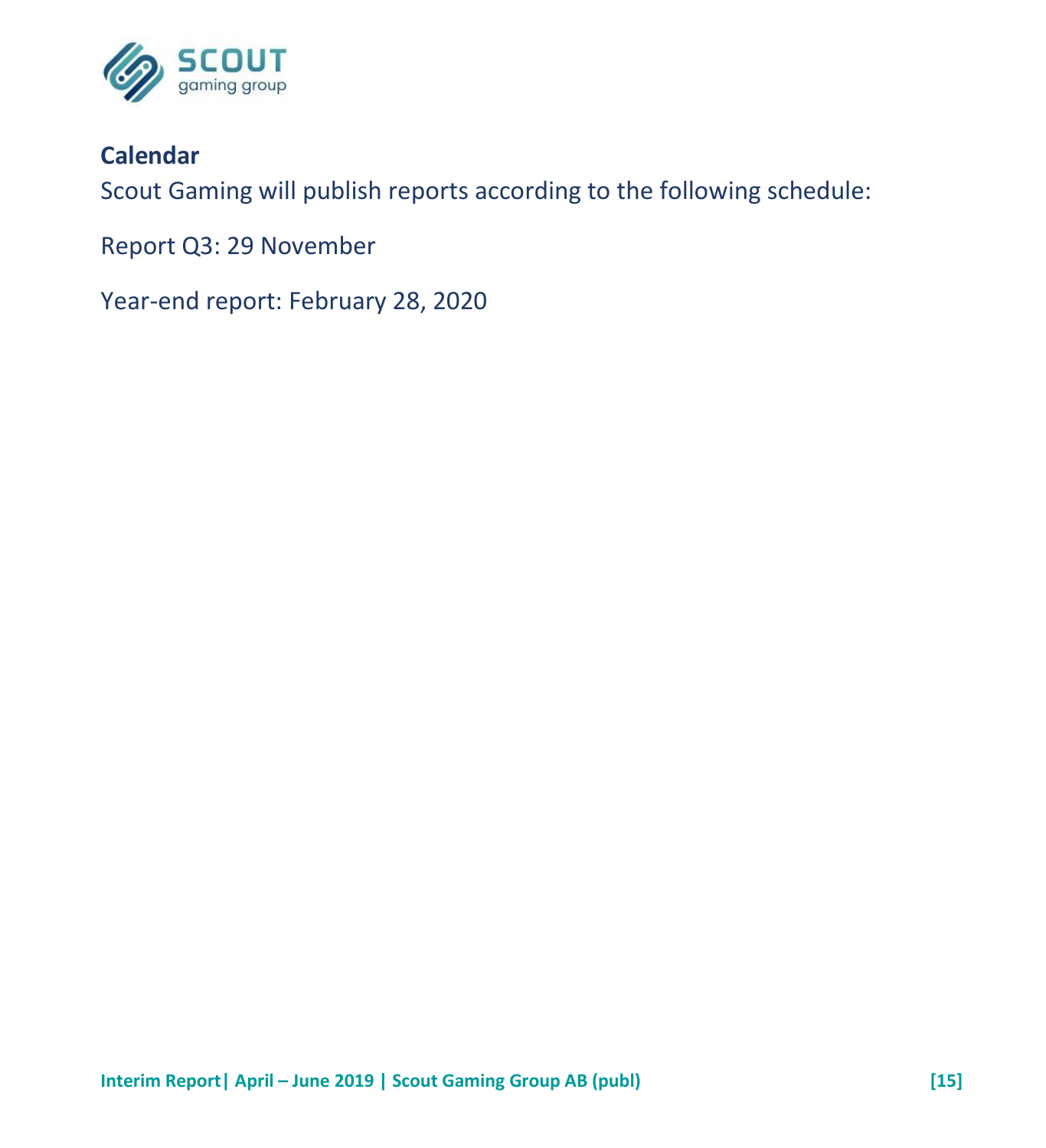## Calendar

Scout Gaming will publish reports according to the following schedule:

Report Q3: 29 November

Year-end report: February 28, 2020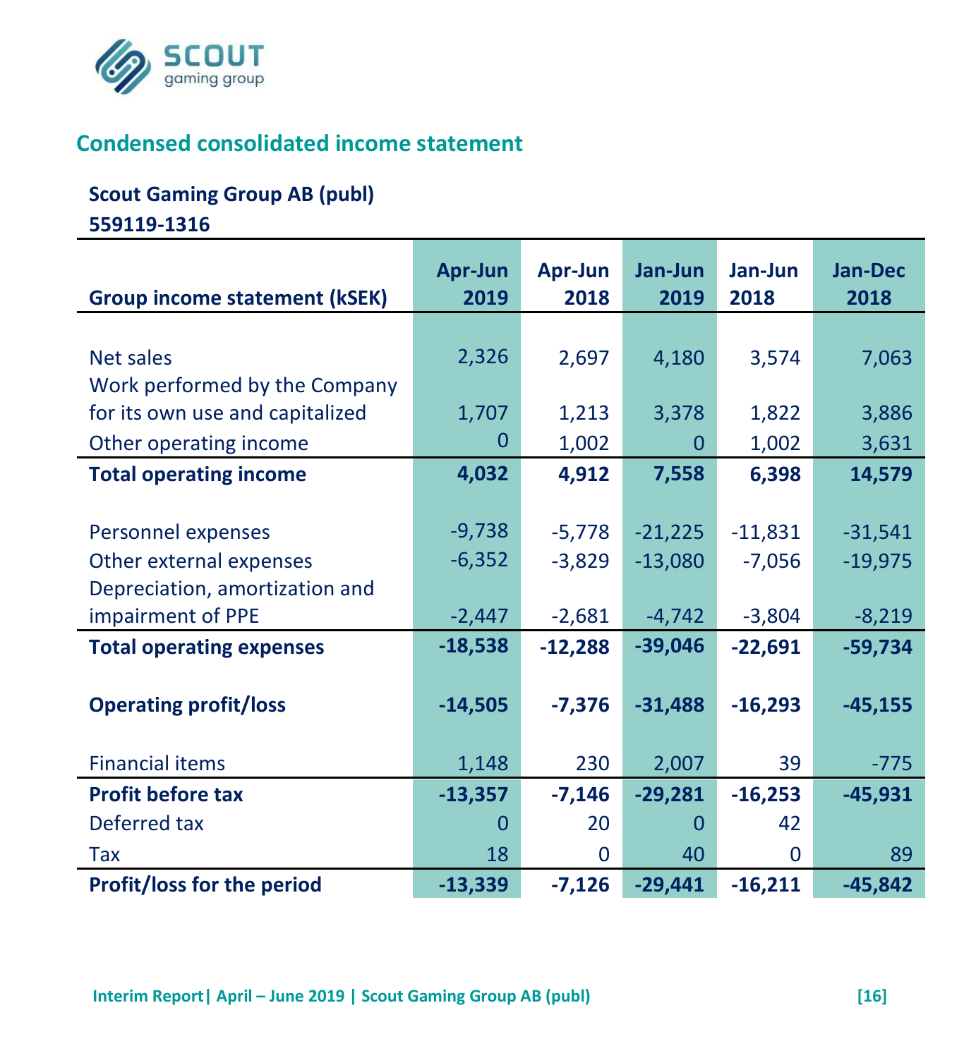## Condensed consolidated income statement

**Scout Gaming Group AB (publ)**
**559119-1316**

| Group income statement (kSEK) | Apr-Jun 2019 | Apr-Jun 2018 | Jan-Jun 2019 | Jan-Jun 2018 | Jan-Dec 2018 |
|---|---|---|---|---|---|
| Net sales | 2,326 | 2,697 | 4,180 | 3,574 | 7,063 |
| Work performed by the Company for its own use and capitalized | 1,707 | 1,213 | 3,378 | 1,822 | 3,886 |
| Other operating income | 0 | 1,002 | 0 | 1,002 | 3,631 |
| **Total operating income** | **4,032** | **4,912** | **7,558** | **6,398** | **14,579** |
| Personnel expenses | -9,738 | -5,778 | -21,225 | -11,831 | -31,541 |
| Other external expenses | -6,352 | -3,829 | -13,080 | -7,056 | -19,975 |
| Depreciation, amortization and impairment of PPE | -2,447 | -2,681 | -4,742 | -3,804 | -8,219 |
| **Total operating expenses** | **-18,538** | **-12,288** | **-39,046** | **-22,691** | **-59,734** |
| **Operating profit/loss** | **-14,505** | **-7,376** | **-31,488** | **-16,293** | **-45,155** |
| Financial items | 1,148 | 230 | 2,007 | 39 | -775 |
| **Profit before tax** | **-13,357** | **-7,146** | **-29,281** | **-16,253** | **-45,931** |
| Deferred tax | 0 | 20 | 0 | 42 | |
| Tax | 18 | 0 | 40 | 0 | 89 |
| **Profit/loss for the period** | **-13,339** | **-7,126** | **-29,441** | **-16,211** | **-45,842** |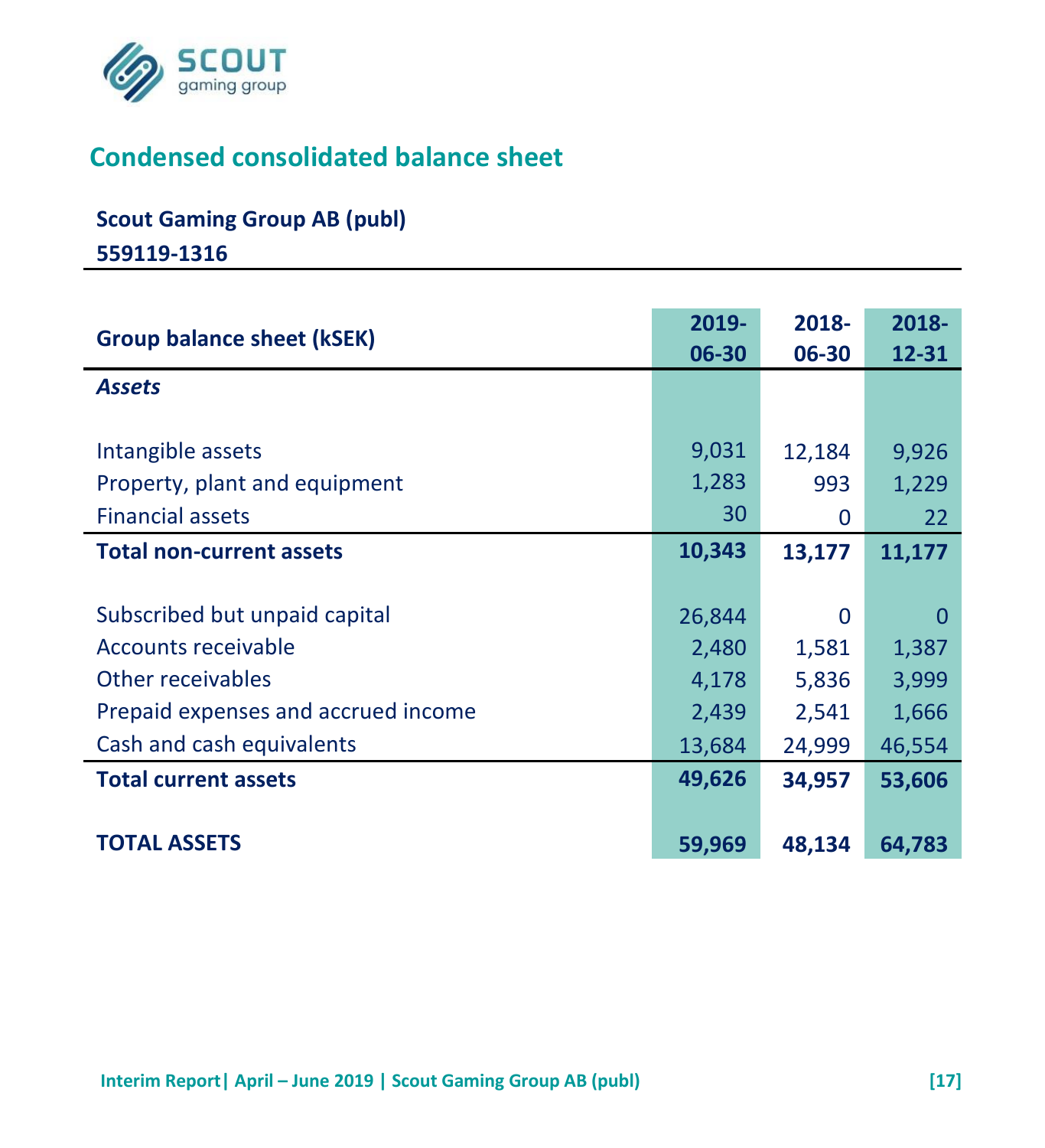## Condensed consolidated balance sheet

**Scout Gaming Group AB (publ)**

**559119-1316**

| Group balance sheet (kSEK) | 2019-06-30 | 2018-06-30 | 2018-12-31 |
|---|---|---|---|
| ***Assets*** | | | |
| Intangible assets | 9,031 | 12,184 | 9,926 |
| Property, plant and equipment | 1,283 | 993 | 1,229 |
| Financial assets | 30 | 0 | 22 |
| **Total non-current assets** | **10,343** | **13,177** | **11,177** |
| Subscribed but unpaid capital | 26,844 | 0 | 0 |
| Accounts receivable | 2,480 | 1,581 | 1,387 |
| Other receivables | 4,178 | 5,836 | 3,999 |
| Prepaid expenses and accrued income | 2,439 | 2,541 | 1,666 |
| Cash and cash equivalents | 13,684 | 24,999 | 46,554 |
| **Total current assets** | **49,626** | **34,957** | **53,606** |
| **TOTAL ASSETS** | **59,969** | **48,134** | **64,783** |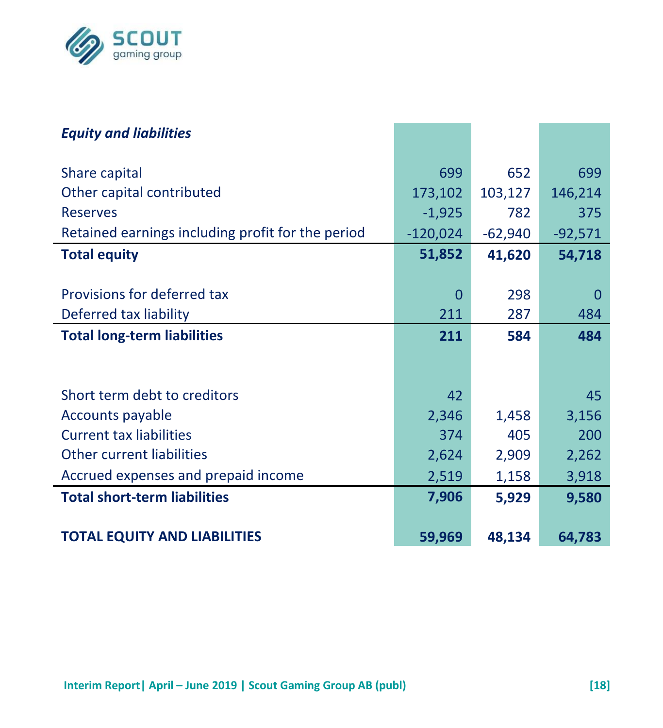| *Equity and liabilities* | | | |
|---|---|---|---|
| Share capital | 699 | 652 | 699 |
| Other capital contributed | 173,102 | 103,127 | 146,214 |
| Reserves | -1,925 | 782 | 375 |
| Retained earnings including profit for the period | -120,024 | -62,940 | -92,571 |
| **Total equity** | **51,852** | **41,620** | **54,718** |
| Provisions for deferred tax | 0 | 298 | 0 |
| Deferred tax liability | 211 | 287 | 484 |
| **Total long-term liabilities** | **211** | **584** | **484** |
| Short term debt to creditors | 42 | | 45 |
| Accounts payable | 2,346 | 1,458 | 3,156 |
| Current tax liabilities | 374 | 405 | 200 |
| Other current liabilities | 2,624 | 2,909 | 2,262 |
| Accrued expenses and prepaid income | 2,519 | 1,158 | 3,918 |
| **Total short-term liabilities** | **7,906** | **5,929** | **9,580** |
| **TOTAL EQUITY AND LIABILITIES** | **59,969** | **48,134** | **64,783** |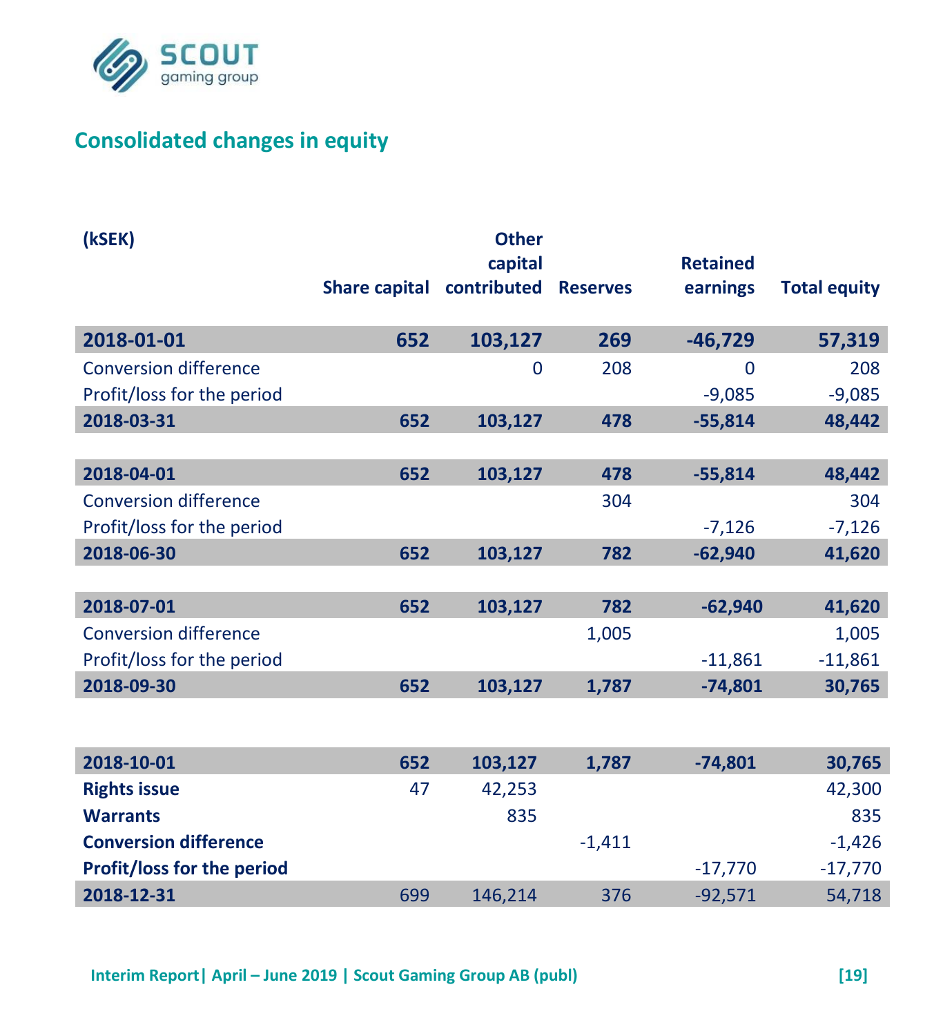## Consolidated changes in equity

| (kSEK) | Share capital | Other capital contributed | Reserves | Retained earnings | Total equity |
|---|---|---|---|---|---|
| **2018-01-01** | **652** | **103,127** | **269** | **-46,729** | **57,319** |
| Conversion difference | | 0 | 208 | 0 | 208 |
| Profit/loss for the period | | | | -9,085 | -9,085 |
| **2018-03-31** | **652** | **103,127** | **478** | **-55,814** | **48,442** |
| | | | | | |
| **2018-04-01** | **652** | **103,127** | **478** | **-55,814** | **48,442** |
| Conversion difference | | | 304 | | 304 |
| Profit/loss for the period | | | | -7,126 | -7,126 |
| **2018-06-30** | **652** | **103,127** | **782** | **-62,940** | **41,620** |
| | | | | | |
| **2018-07-01** | **652** | **103,127** | **782** | **-62,940** | **41,620** |
| Conversion difference | | | 1,005 | | 1,005 |
| Profit/loss for the period | | | | -11,861 | -11,861 |
| **2018-09-30** | **652** | **103,127** | **1,787** | **-74,801** | **30,765** |
| | | | | | |
| **2018-10-01** | **652** | **103,127** | **1,787** | **-74,801** | **30,765** |
| **Rights issue** | 47 | 42,253 | | | 42,300 |
| **Warrants** | | 835 | | | 835 |
| **Conversion difference** | | | -1,411 | | -1,426 |
| **Profit/loss for the period** | | | | -17,770 | -17,770 |
| **2018-12-31** | 699 | 146,214 | 376 | -92,571 | 54,718 |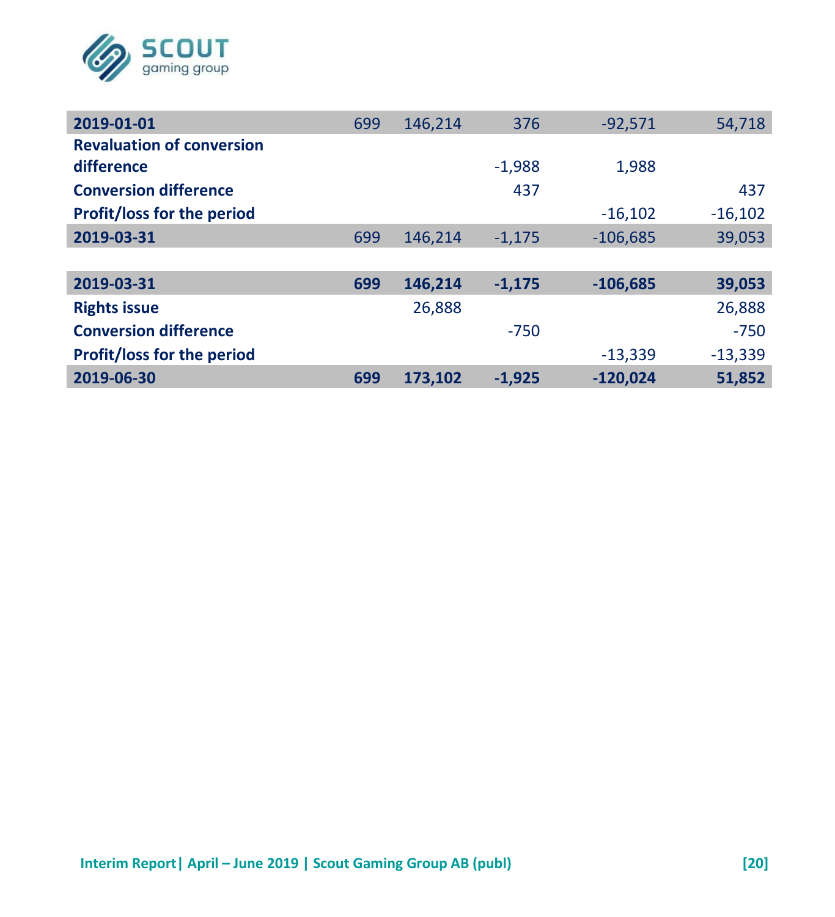| | | | | | |
|---|---|---|---|---|---|
| **2019-01-01** | 699 | 146,214 | 376 | -92,571 | 54,718 |
| **Revaluation of conversion difference** | | | -1,988 | 1,988 | |
| **Conversion difference** | | | 437 | | 437 |
| **Profit/loss for the period** | | | | -16,102 | -16,102 |
| **2019-03-31** | 699 | 146,214 | -1,175 | -106,685 | 39,053 |
| | | | | | |
| **2019-03-31** | **699** | **146,214** | **-1,175** | **-106,685** | **39,053** |
| **Rights issue** | | 26,888 | | | 26,888 |
| **Conversion difference** | | | -750 | | -750 |
| **Profit/loss for the period** | | | | -13,339 | -13,339 |
| **2019-06-30** | **699** | **173,102** | **-1,925** | **-120,024** | **51,852** |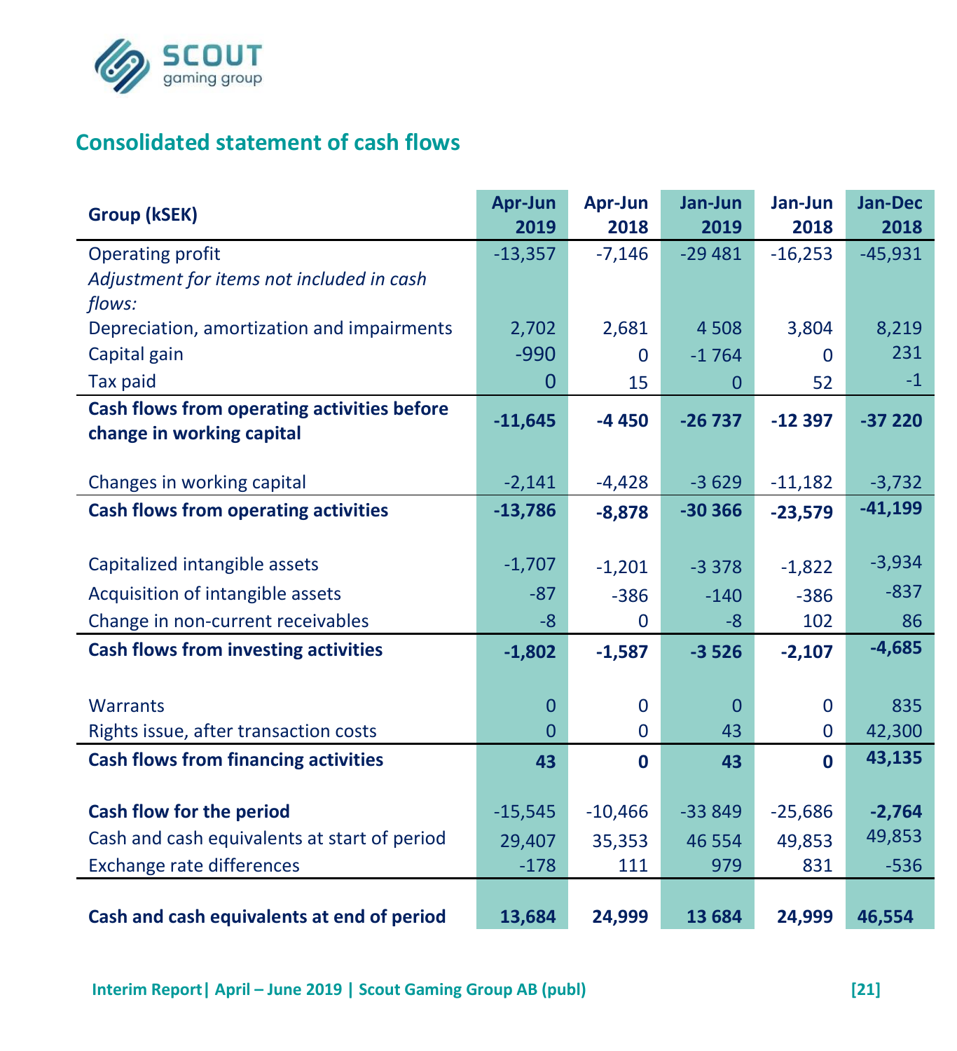## Consolidated statement of cash flows

| Group (kSEK) | Apr-Jun 2019 | Apr-Jun 2018 | Jan-Jun 2019 | Jan-Jun 2018 | Jan-Dec 2018 |
|---|---|---|---|---|---|
| Operating profit | -13,357 | -7,146 | -29 481 | -16,253 | -45,931 |
| *Adjustment for items not included in cash flows:* | | | | | |
| Depreciation, amortization and impairments | 2,702 | 2,681 | 4 508 | 3,804 | 8,219 |
| Capital gain | -990 | 0 | -1 764 | 0 | 231 |
| Tax paid | 0 | 15 | 0 | 52 | -1 |
| **Cash flows from operating activities before change in working capital** | **-11,645** | **-4 450** | **-26 737** | **-12 397** | **-37 220** |
| Changes in working capital | -2,141 | -4,428 | -3 629 | -11,182 | -3,732 |
| **Cash flows from operating activities** | **-13,786** | **-8,878** | **-30 366** | **-23,579** | **-41,199** |
| Capitalized intangible assets | -1,707 | -1,201 | -3 378 | -1,822 | -3,934 |
| Acquisition of intangible assets | -87 | -386 | -140 | -386 | -837 |
| Change in non-current receivables | -8 | 0 | -8 | 102 | 86 |
| **Cash flows from investing activities** | **-1,802** | **-1,587** | **-3 526** | **-2,107** | **-4,685** |
| Warrants | 0 | 0 | 0 | 0 | 835 |
| Rights issue, after transaction costs | 0 | 0 | 43 | 0 | 42,300 |
| **Cash flows from financing activities** | **43** | **0** | **43** | **0** | **43,135** |
| **Cash flow for the period** | -15,545 | -10,466 | -33 849 | -25,686 | **-2,764** |
| Cash and cash equivalents at start of period | 29,407 | 35,353 | 46 554 | 49,853 | 49,853 |
| Exchange rate differences | -178 | 111 | 979 | 831 | -536 |
| **Cash and cash equivalents at end of period** | **13,684** | **24,999** | **13 684** | **24,999** | **46,554** |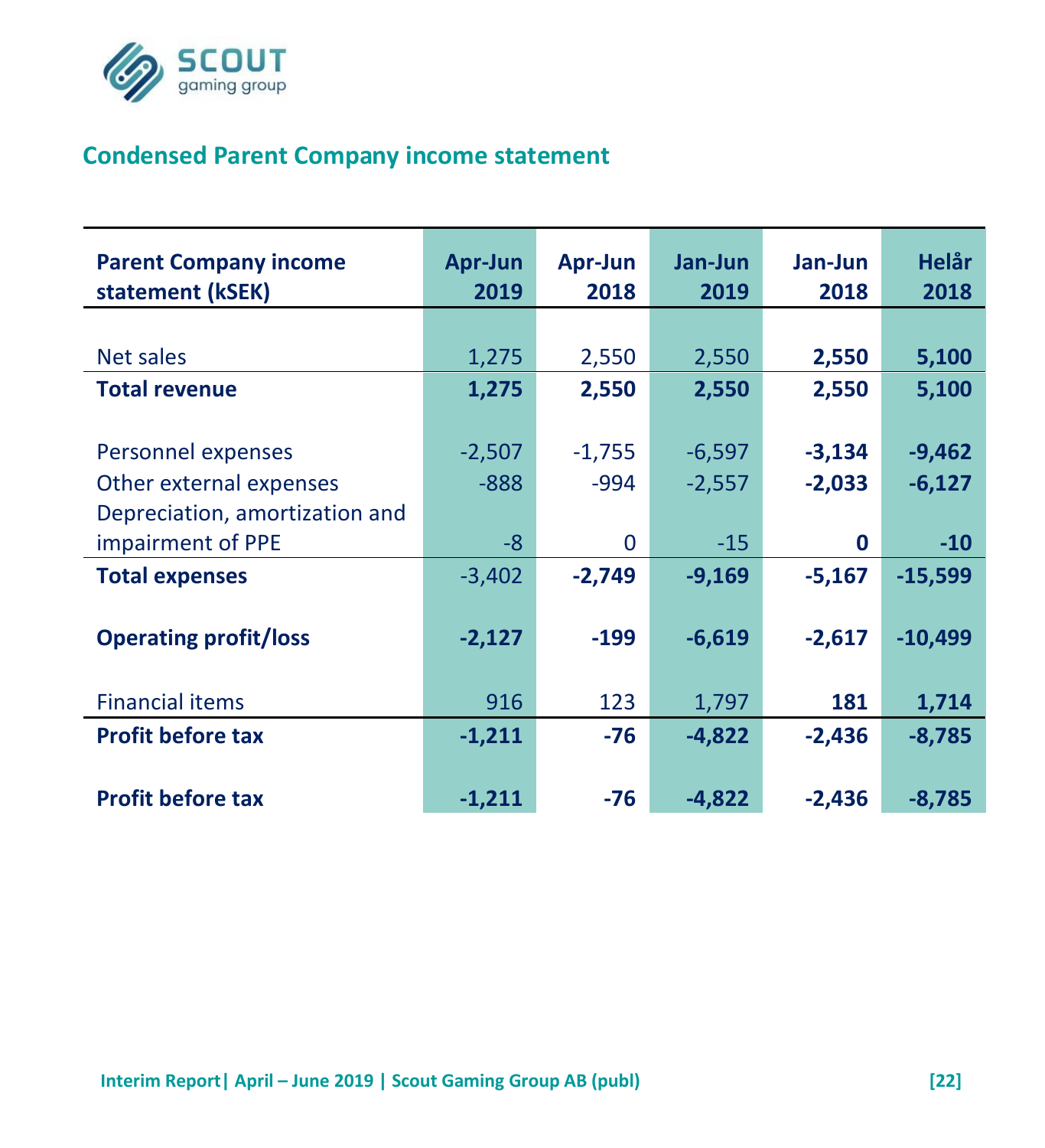## Condensed Parent Company income statement

| Parent Company income statement (kSEK) | Apr-Jun 2019 | Apr-Jun 2018 | Jan-Jun 2019 | Jan-Jun 2018 | Helår 2018 |
|---|---|---|---|---|---|
| Net sales | 1,275 | 2,550 | 2,550 | **2,550** | **5,100** |
| **Total revenue** | **1,275** | **2,550** | **2,550** | **2,550** | **5,100** |
| Personnel expenses | -2,507 | -1,755 | -6,597 | **-3,134** | **-9,462** |
| Other external expenses | -888 | -994 | -2,557 | **-2,033** | **-6,127** |
| Depreciation, amortization and impairment of PPE | -8 | 0 | -15 | **0** | **-10** |
| **Total expenses** | -3,402 | **-2,749** | **-9,169** | **-5,167** | **-15,599** |
| **Operating profit/loss** | **-2,127** | **-199** | **-6,619** | **-2,617** | **-10,499** |
| Financial items | 916 | 123 | 1,797 | **181** | **1,714** |
| **Profit before tax** | **-1,211** | **-76** | **-4,822** | **-2,436** | **-8,785** |
| **Profit before tax** | **-1,211** | **-76** | **-4,822** | **-2,436** | **-8,785** |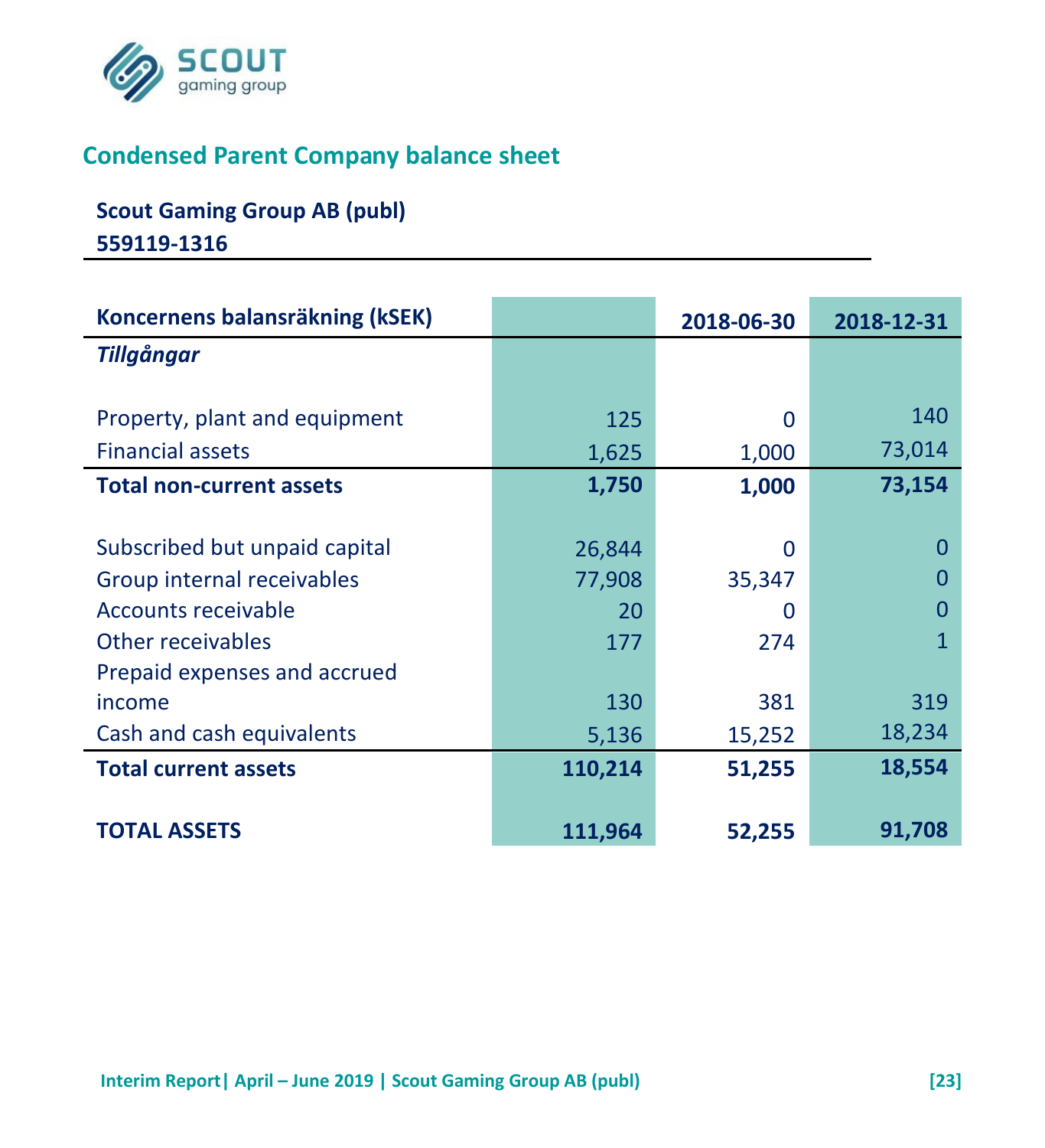## Condensed Parent Company balance sheet

**Scout Gaming Group AB (publ)**

**559119-1316**

| Koncernens balansräkning (kSEK) | | 2018-06-30 | 2018-12-31 |
|---|---|---|---|
| ***Tillgångar*** | | | |
| Property, plant and equipment | 125 | 0 | 140 |
| Financial assets | 1,625 | 1,000 | 73,014 |
| **Total non-current assets** | **1,750** | **1,000** | **73,154** |
| Subscribed but unpaid capital | 26,844 | 0 | 0 |
| Group internal receivables | 77,908 | 35,347 | 0 |
| Accounts receivable | 20 | 0 | 0 |
| Other receivables | 177 | 274 | 1 |
| Prepaid expenses and accrued income | 130 | 381 | 319 |
| Cash and cash equivalents | 5,136 | 15,252 | 18,234 |
| **Total current assets** | **110,214** | **51,255** | **18,554** |
| **TOTAL ASSETS** | **111,964** | **52,255** | **91,708** |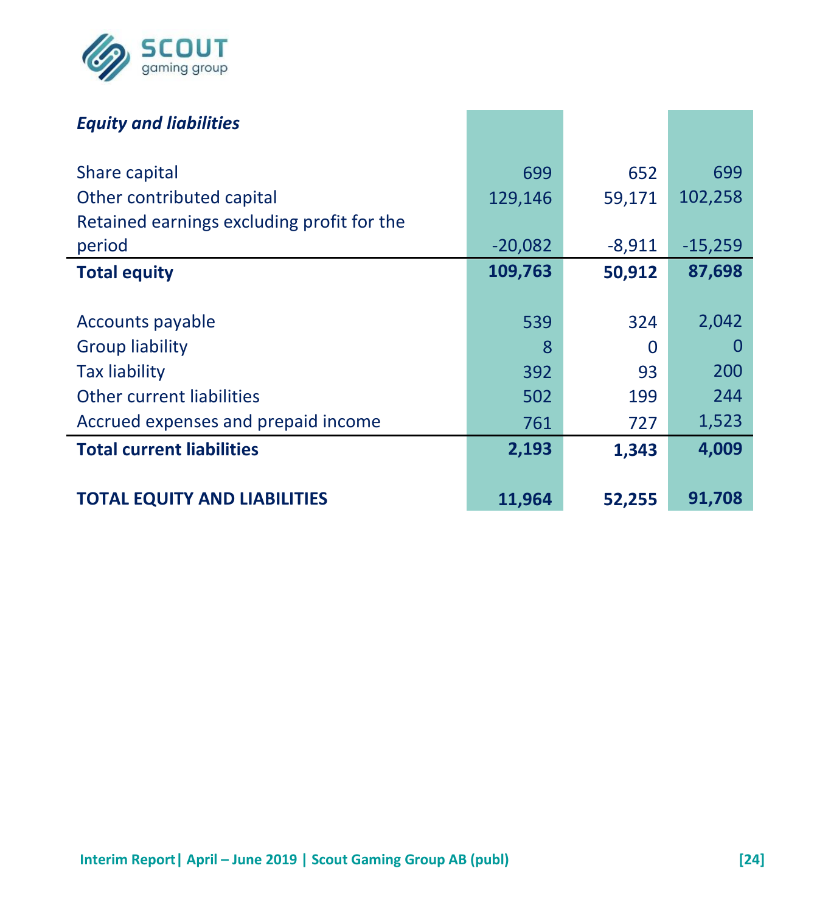| *Equity and liabilities* | | | |
|---|---|---|---|
| Share capital | 699 | 652 | 699 |
| Other contributed capital | 129,146 | 59,171 | 102,258 |
| Retained earnings excluding profit for the period | -20,082 | -8,911 | -15,259 |
| **Total equity** | **109,763** | **50,912** | **87,698** |
| Accounts payable | 539 | 324 | 2,042 |
| Group liability | 8 | 0 | 0 |
| Tax liability | 392 | 93 | 200 |
| Other current liabilities | 502 | 199 | 244 |
| Accrued expenses and prepaid income | 761 | 727 | 1,523 |
| **Total current liabilities** | **2,193** | **1,343** | **4,009** |
| **TOTAL EQUITY AND LIABILITIES** | **11,964** | **52,255** | **91,708** |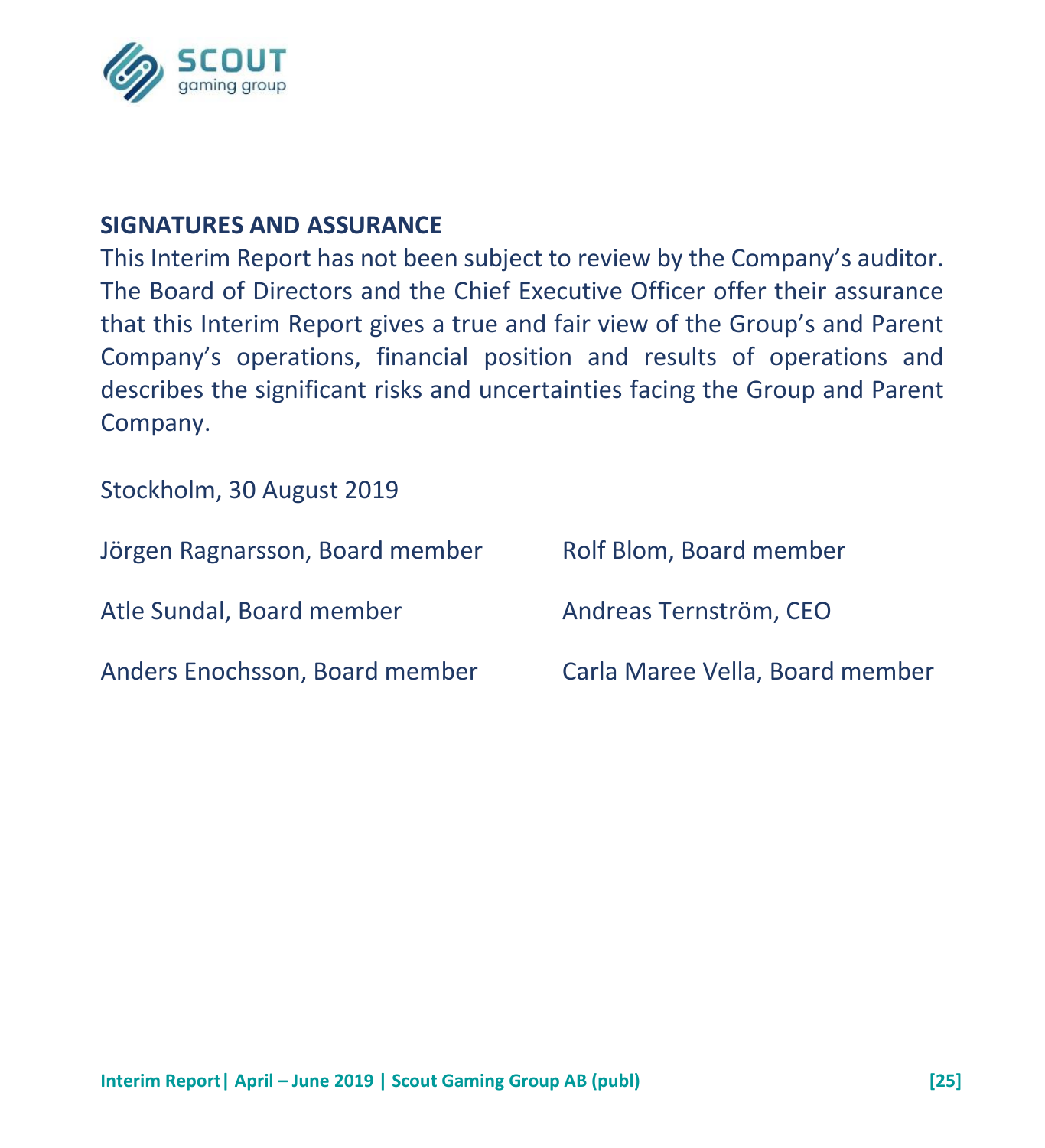## SIGNATURES AND ASSURANCE

This Interim Report has not been subject to review by the Company's auditor. The Board of Directors and the Chief Executive Officer offer their assurance that this Interim Report gives a true and fair view of the Group's and Parent Company's operations, financial position and results of operations and describes the significant risks and uncertainties facing the Group and Parent Company.

Stockholm, 30 August 2019

Jörgen Ragnarsson, Board member

Rolf Blom, Board member

Atle Sundal, Board member

Andreas Ternström, CEO

Anders Enochsson, Board member

Carla Maree Vella, Board member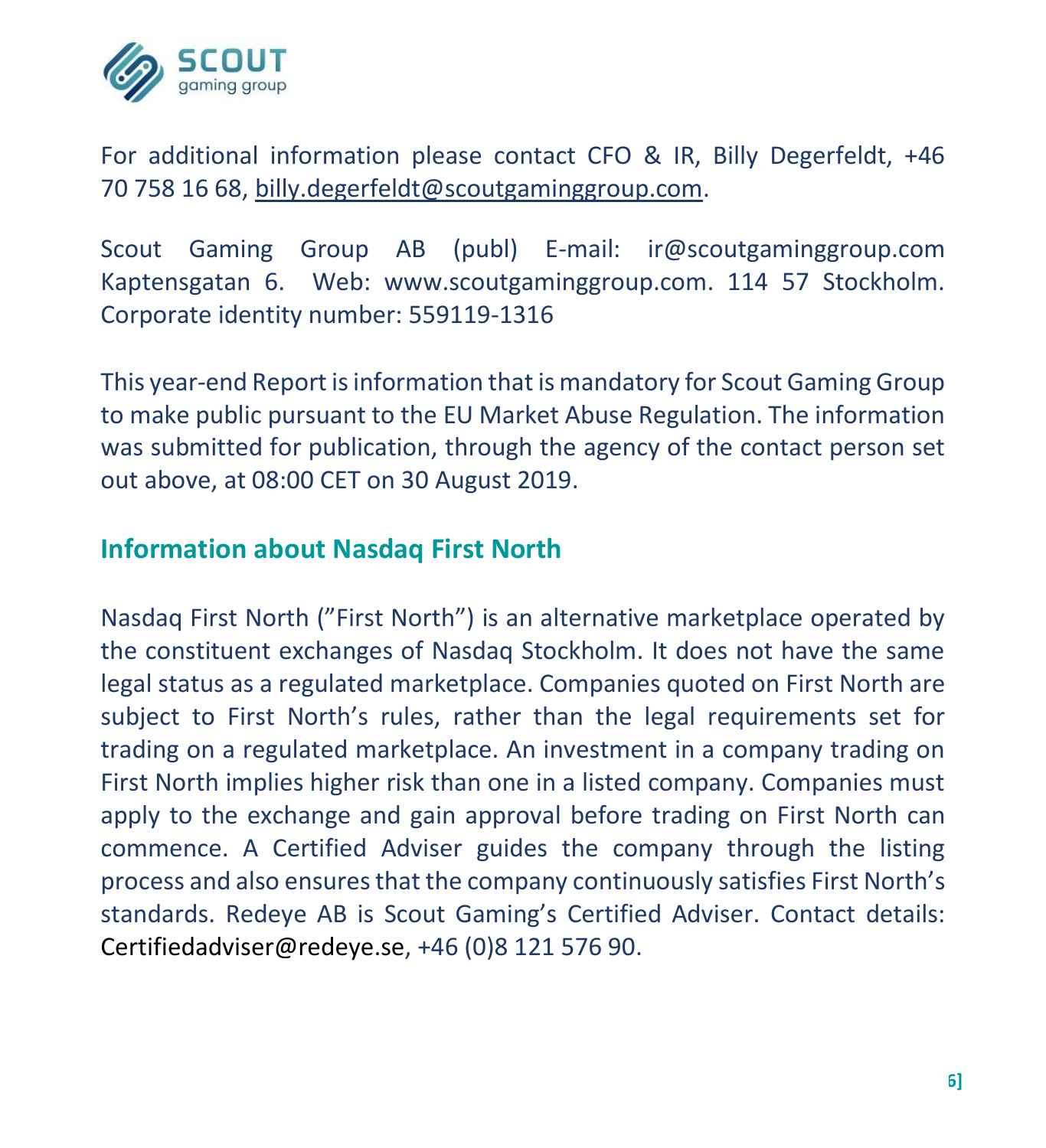For additional information please contact CFO & IR, Billy Degerfeldt, +46 70 758 16 68, billy.degerfeldt@scoutgaminggroup.com.

Scout Gaming Group AB (publ) E-mail: ir@scoutgaminggroup.com Kaptensgatan 6. Web: www.scoutgaminggroup.com. 114 57 Stockholm. Corporate identity number: 559119-1316

This year-end Report is information that is mandatory for Scout Gaming Group to make public pursuant to the EU Market Abuse Regulation. The information was submitted for publication, through the agency of the contact person set out above, at 08:00 CET on 30 August 2019.

## Information about Nasdaq First North

Nasdaq First North (”First North”) is an alternative marketplace operated by the constituent exchanges of Nasdaq Stockholm. It does not have the same legal status as a regulated marketplace. Companies quoted on First North are subject to First North's rules, rather than the legal requirements set for trading on a regulated marketplace. An investment in a company trading on First North implies higher risk than one in a listed company. Companies must apply to the exchange and gain approval before trading on First North can commence. A Certified Adviser guides the company through the listing process and also ensures that the company continuously satisfies First North's standards. Redeye AB is Scout Gaming's Certified Adviser. Contact details: Certifiedadviser@redeye.se, +46 (0)8 121 576 90.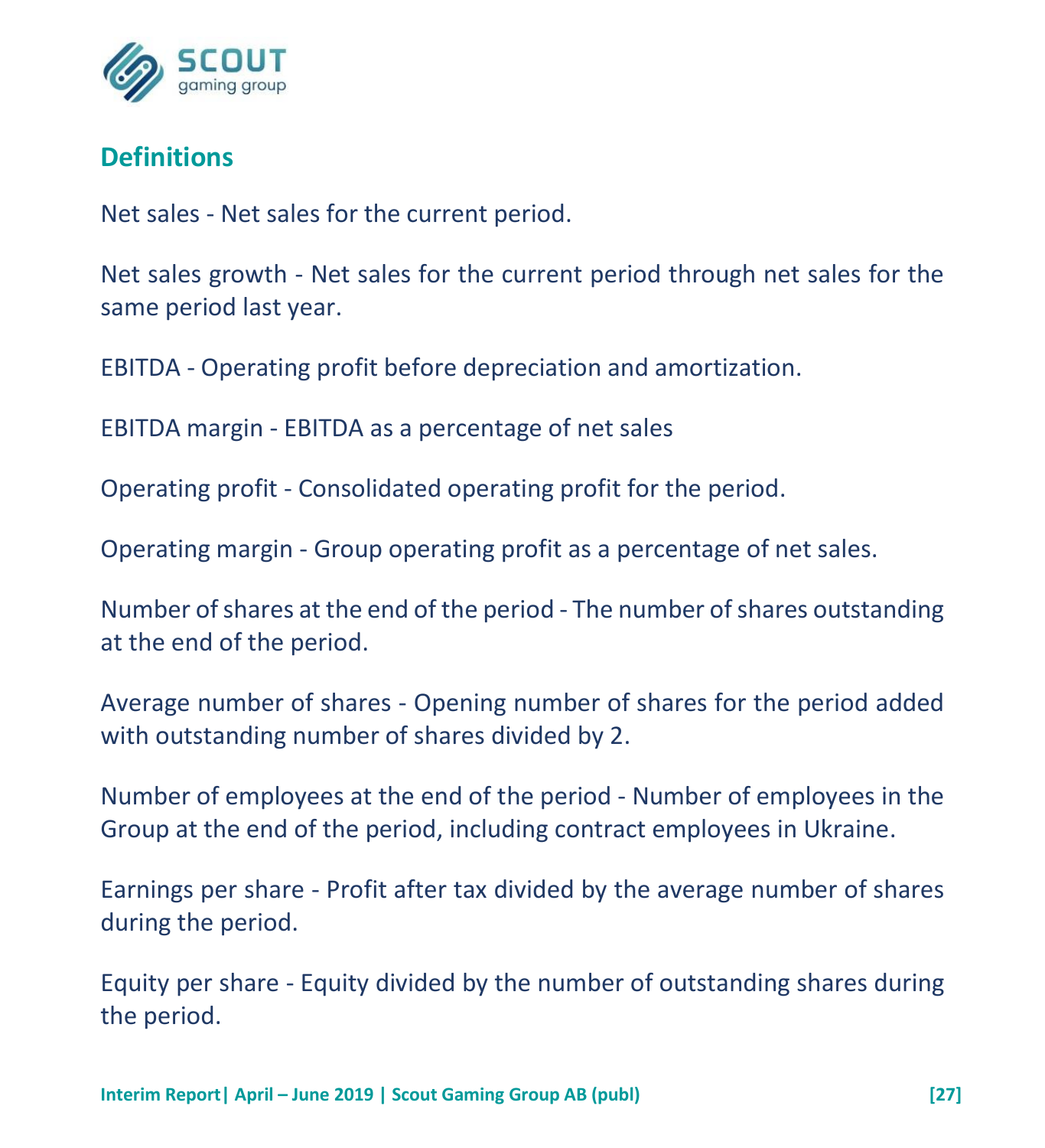## Definitions

Net sales - Net sales for the current period.

Net sales growth - Net sales for the current period through net sales for the same period last year.

EBITDA - Operating profit before depreciation and amortization.

EBITDA margin - EBITDA as a percentage of net sales

Operating profit - Consolidated operating profit for the period.

Operating margin - Group operating profit as a percentage of net sales.

Number of shares at the end of the period - The number of shares outstanding at the end of the period.

Average number of shares - Opening number of shares for the period added with outstanding number of shares divided by 2.

Number of employees at the end of the period - Number of employees in the Group at the end of the period, including contract employees in Ukraine.

Earnings per share - Profit after tax divided by the average number of shares during the period.

Equity per share - Equity divided by the number of outstanding shares during the period.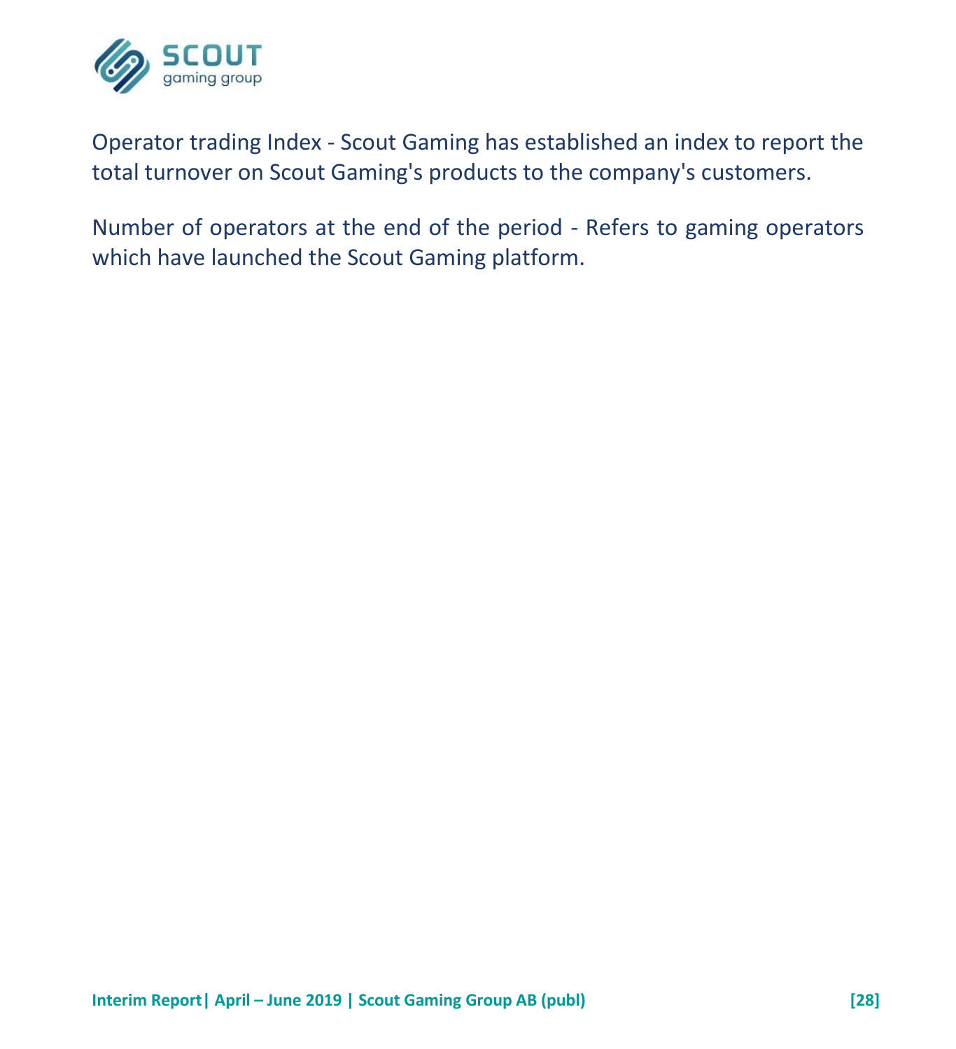Operator trading Index - Scout Gaming has established an index to report the total turnover on Scout Gaming's products to the company's customers.

Number of operators at the end of the period - Refers to gaming operators which have launched the Scout Gaming platform.